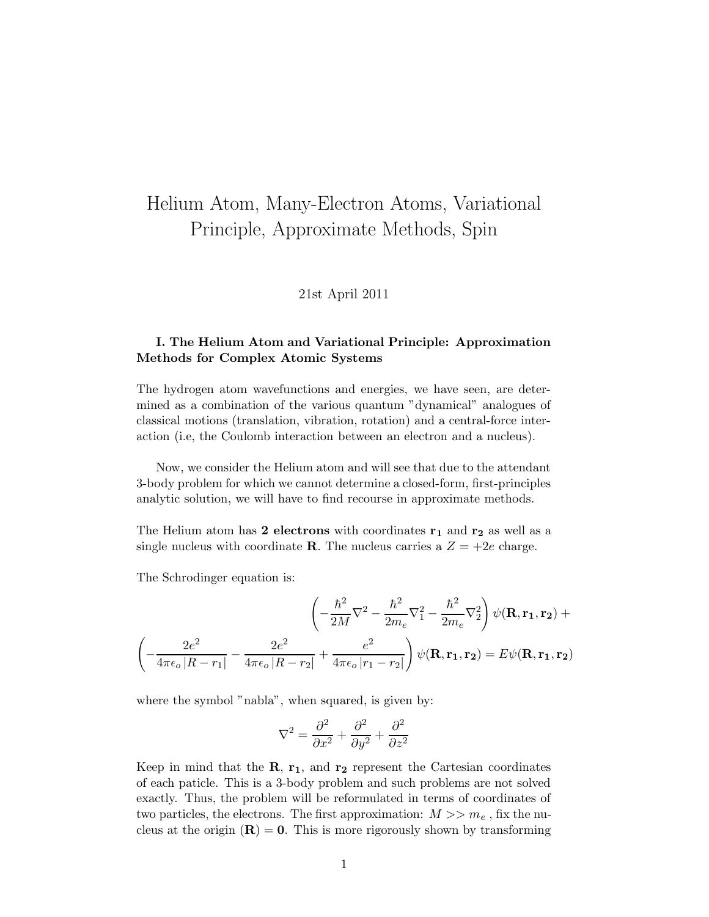# Helium Atom, Many-Electron Atoms, Variational Principle, Approximate Methods, Spin

21st April 2011

### I. The Helium Atom and Variational Principle: Approximation Methods for Complex Atomic Systems

The hydrogen atom wavefunctions and energies, we have seen, are determined as a combination of the various quantum "dynamical" analogues of classical motions (translation, vibration, rotation) and a central-force interaction (i.e, the Coulomb interaction between an electron and a nucleus).

Now, we consider the Helium atom and will see that due to the attendant 3-body problem for which we cannot determine a closed-form, first-principles analytic solution, we will have to find recourse in approximate methods.

The Helium atom has **2 electrons** with coordinates $\mathbf{r_1}$ and $\mathbf{r_2}$ as well as a single nucleus with coordinate $\mathbf{R}$. The nucleus carries a $Z = +2e$ charge.

The Schrodinger equation is:

$$\left(-\frac{\hbar^2}{2M}\nabla^2 - \frac{\hbar^2}{2m_e}\nabla_1^2 - \frac{\hbar^2}{2m_e}\nabla_2^2\right)\psi(\mathbf{R},\mathbf{r_1},\mathbf{r_2}) +$$

$$\left(-\frac{2e^2}{4\pi\epsilon_o\left|R-r_1\right|} - \frac{2e^2}{4\pi\epsilon_o\left|R-r_2\right|} + \frac{e^2}{4\pi\epsilon_o\left|r_1-r_2\right|}\right)\psi(\mathbf{R},\mathbf{r_1},\mathbf{r_2}) = E\psi(\mathbf{R},\mathbf{r_1},\mathbf{r_2})$$

where the symbol "nabla", when squared, is given by:

$$\nabla^2 = \frac{\partial^2}{\partial x^2} + \frac{\partial^2}{\partial y^2} + \frac{\partial^2}{\partial z^2}$$

Keep in mind that the $\mathbf{R}$, $\mathbf{r_1}$, and $\mathbf{r_2}$ represent the Cartesian coordinates of each paticle. This is a 3-body problem and such problems are not solved exactly. Thus, the problem will be reformulated in terms of coordinates of two particles, the electrons. The first approximation: $M >> m_e$ , fix the nucleus at the origin $(\mathbf{R}) = \mathbf{0}$. This is more rigorously shown by transforming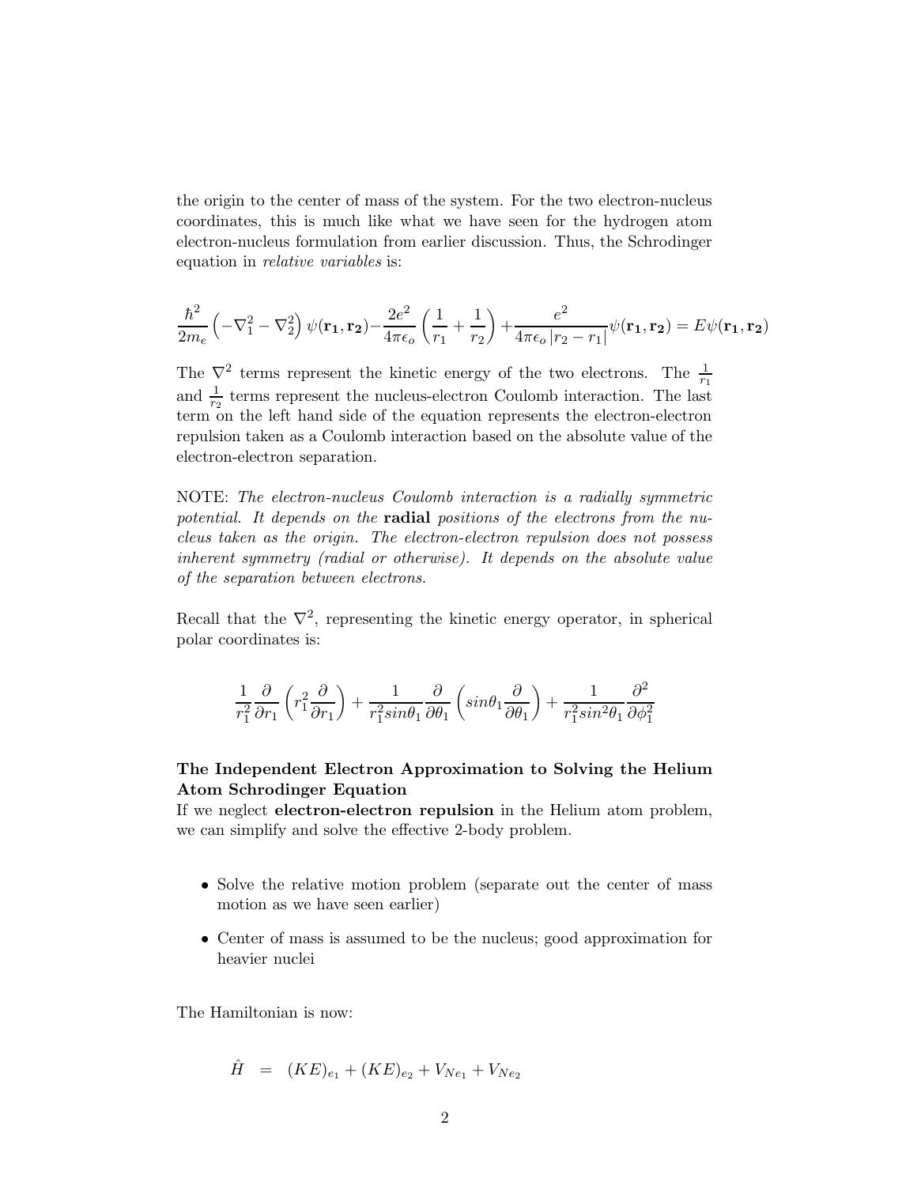the origin to the center of mass of the system. For the two electron-nucleus coordinates, this is much like what we have seen for the hydrogen atom electron-nucleus formulation from earlier discussion. Thus, the Schrodinger equation in *relative variables* is:

$$\frac{\hbar^2}{2m_e}\left(-\nabla_1^2 - \nabla_2^2\right)\psi(\mathbf{r_1},\mathbf{r_2}) - \frac{2e^2}{4\pi\epsilon_o}\left(\frac{1}{r_1}+\frac{1}{r_2}\right) + \frac{e^2}{4\pi\epsilon_o\,|r_2 - r_1|}\psi(\mathbf{r_1},\mathbf{r_2}) = E\psi(\mathbf{r_1},\mathbf{r_2})$$

The $\nabla^2$ terms represent the kinetic energy of the two electrons. The $\frac{1}{r_1}$ and $\frac{1}{r_2}$ terms represent the nucleus-electron Coulomb interaction. The last term on the left hand side of the equation represents the electron-electron repulsion taken as a Coulomb interaction based on the absolute value of the electron-electron separation.

NOTE: *The electron-nucleus Coulomb interaction is a radially symmetric potential. It depends on the* **radial** *positions of the electrons from the nucleus taken as the origin. The electron-electron repulsion does not possess inherent symmetry (radial or otherwise). It depends on the absolute value of the separation between electrons.*

Recall that the $\nabla^2$, representing the kinetic energy operator, in spherical polar coordinates is:

$$\frac{1}{r_1^2}\frac{\partial}{\partial r_1}\left(r_1^2\frac{\partial}{\partial r_1}\right) + \frac{1}{r_1^2 sin\theta_1}\frac{\partial}{\partial \theta_1}\left(sin\theta_1\frac{\partial}{\partial \theta_1}\right) + \frac{1}{r_1^2 sin^2\theta_1}\frac{\partial^2}{\partial \phi_1^2}$$

**The Independent Electron Approximation to Solving the Helium Atom Schrodinger Equation**

If we neglect **electron-electron repulsion** in the Helium atom problem, we can simplify and solve the effective 2-body problem.

- Solve the relative motion problem (separate out the center of mass motion as we have seen earlier)
- Center of mass is assumed to be the nucleus; good approximation for heavier nuclei

The Hamiltonian is now:

$$\hat{H} \;\; = \;\; (KE)_{e_1} + (KE)_{e_2} + V_{Ne_1} + V_{Ne_2}$$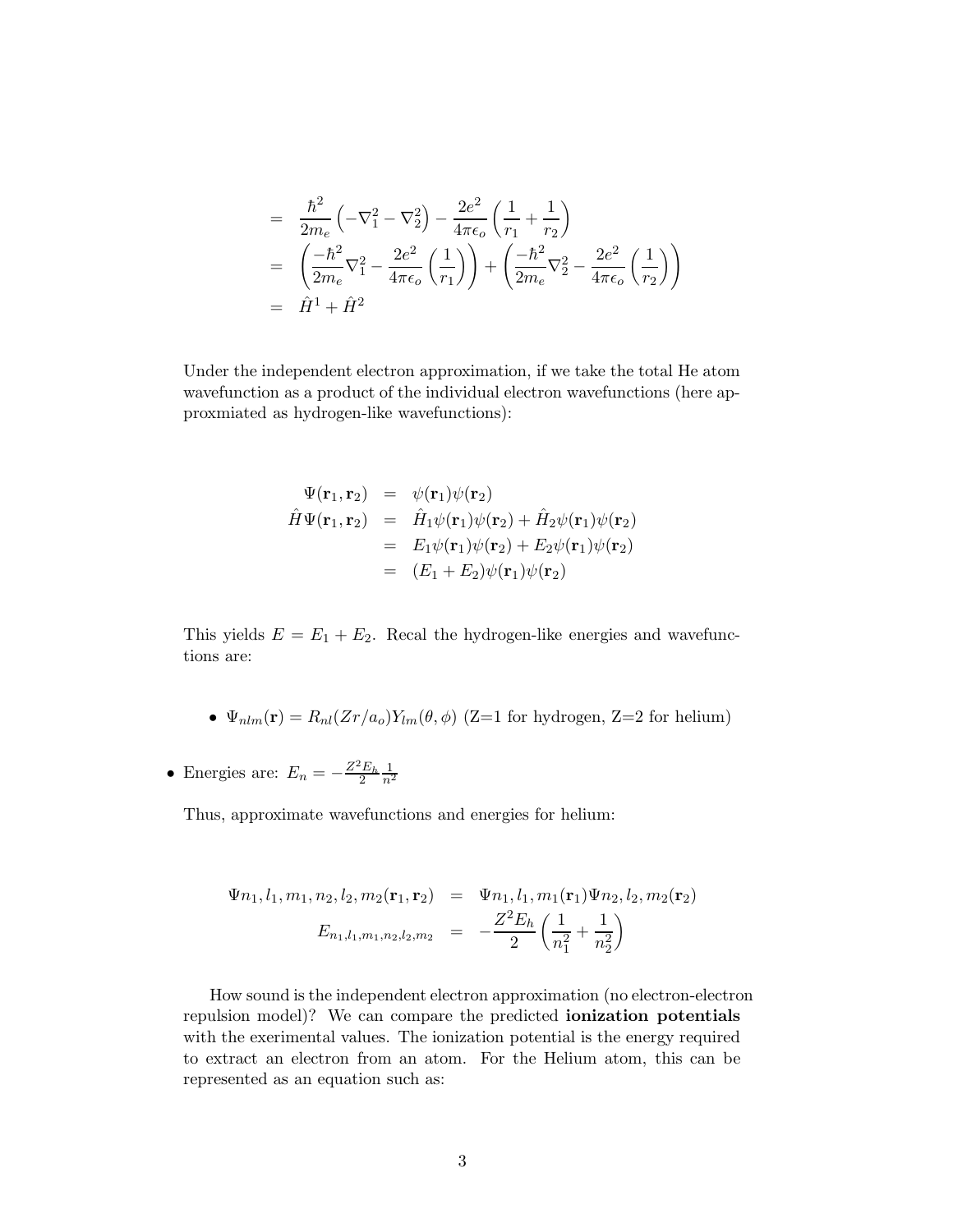$$
\begin{aligned}
&= \frac{\hbar^2}{2m_e}\left(-\nabla_1^2 - \nabla_2^2\right) - \frac{2e^2}{4\pi\epsilon_o}\left(\frac{1}{r_1} + \frac{1}{r_2}\right) \\
&= \left(\frac{-\hbar^2}{2m_e}\nabla_1^2 - \frac{2e^2}{4\pi\epsilon_o}\left(\frac{1}{r_1}\right)\right) + \left(\frac{-\hbar^2}{2m_e}\nabla_2^2 - \frac{2e^2}{4\pi\epsilon_o}\left(\frac{1}{r_2}\right)\right) \\
&= \hat{H}^1 + \hat{H}^2
\end{aligned}
$$

Under the independent electron approximation, if we take the total He atom wavefunction as a product of the individual electron wavefunctions (here approxmiated as hydrogen-like wavefunctions):

$$
\begin{aligned}
\Psi(\mathbf{r}_1, \mathbf{r}_2) &= \psi(\mathbf{r}_1)\psi(\mathbf{r}_2) \\
\hat{H}\Psi(\mathbf{r}_1, \mathbf{r}_2) &= \hat{H}_1\psi(\mathbf{r}_1)\psi(\mathbf{r}_2) + \hat{H}_2\psi(\mathbf{r}_1)\psi(\mathbf{r}_2) \\
&= E_1\psi(\mathbf{r}_1)\psi(\mathbf{r}_2) + E_2\psi(\mathbf{r}_1)\psi(\mathbf{r}_2) \\
&= (E_1 + E_2)\psi(\mathbf{r}_1)\psi(\mathbf{r}_2)
\end{aligned}
$$

This yields $E = E_1 + E_2$. Recal the hydrogen-like energies and wavefunctions are:

- $\Psi_{nlm}(\mathbf{r}) = R_{nl}(Zr/a_o)Y_{lm}(\theta, \phi)$ (Z=1 for hydrogen, Z=2 for helium)

- Energies are: $E_n = -\frac{Z^2 E_h}{2}\frac{1}{n^2}$

Thus, approximate wavefunctions and energies for helium:

$$
\begin{aligned}
\Psi n_1, l_1, m_1, n_2, l_2, m_2(\mathbf{r}_1, \mathbf{r}_2) &= \Psi n_1, l_1, m_1(\mathbf{r}_1)\Psi n_2, l_2, m_2(\mathbf{r}_2) \\
E_{n_1,l_1,m_1,n_2,l_2,m_2} &= -\frac{Z^2 E_h}{2}\left(\frac{1}{n_1^2} + \frac{1}{n_2^2}\right)
\end{aligned}
$$

How sound is the independent electron approximation (no electron-electron repulsion model)? We can compare the predicted **ionization potentials** with the exerimental values. The ionization potential is the energy required to extract an electron from an atom. For the Helium atom, this can be represented as an equation such as: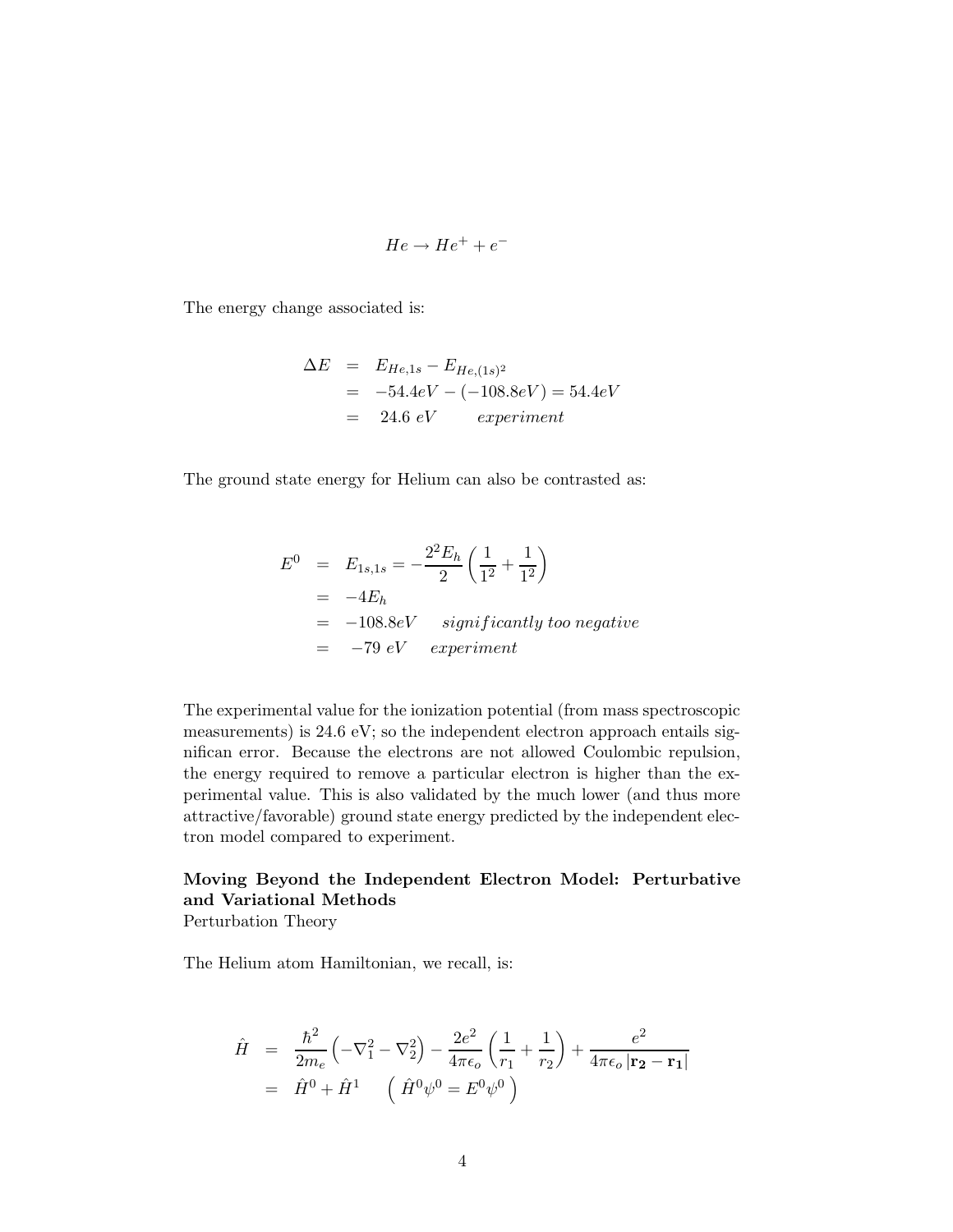$$He \rightarrow He^{+} + e^{-}$$

The energy change associated is:

$$
\begin{aligned}
\Delta E &= E_{He,1s} - E_{He,(1s)^2} \\
&= -54.4eV - (-108.8eV) = 54.4eV \\
&= \ 24.6\ eV \qquad experiment
\end{aligned}
$$

The ground state energy for Helium can also be contrasted as:

$$
\begin{aligned}
E^0 &= E_{1s,1s} = -\frac{2^2 E_h}{2}\left(\frac{1}{1^2} + \frac{1}{1^2}\right) \\
&= -4E_h \\
&= -108.8eV \quad significantly\ too\ negative \\
&= \ -79\ eV \quad experiment
\end{aligned}
$$

The experimental value for the ionization potential (from mass spectroscopic measurements) is 24.6 eV; so the independent electron approach entails significan error. Because the electrons are not allowed Coulombic repulsion, the energy required to remove a particular electron is higher than the experimental value. This is also validated by the much lower (and thus more attractive/favorable) ground state energy predicted by the independent electron model compared to experiment.

**Moving Beyond the Independent Electron Model: Perturbative and Variational Methods**

Perturbation Theory

The Helium atom Hamiltonian, we recall, is:

$$
\begin{aligned}
\hat{H} &= \frac{\hbar^2}{2m_e}\left(-\nabla_1^2 - \nabla_2^2\right) - \frac{2e^2}{4\pi\epsilon_o}\left(\frac{1}{r_1} + \frac{1}{r_2}\right) + \frac{e^2}{4\pi\epsilon_o\left|\mathbf{r_2} - \mathbf{r_1}\right|} \\
&= \hat{H}^0 + \hat{H}^1 \qquad \left(\ \hat{H}^0\psi^0 = E^0\psi^0\ \right)
\end{aligned}
$$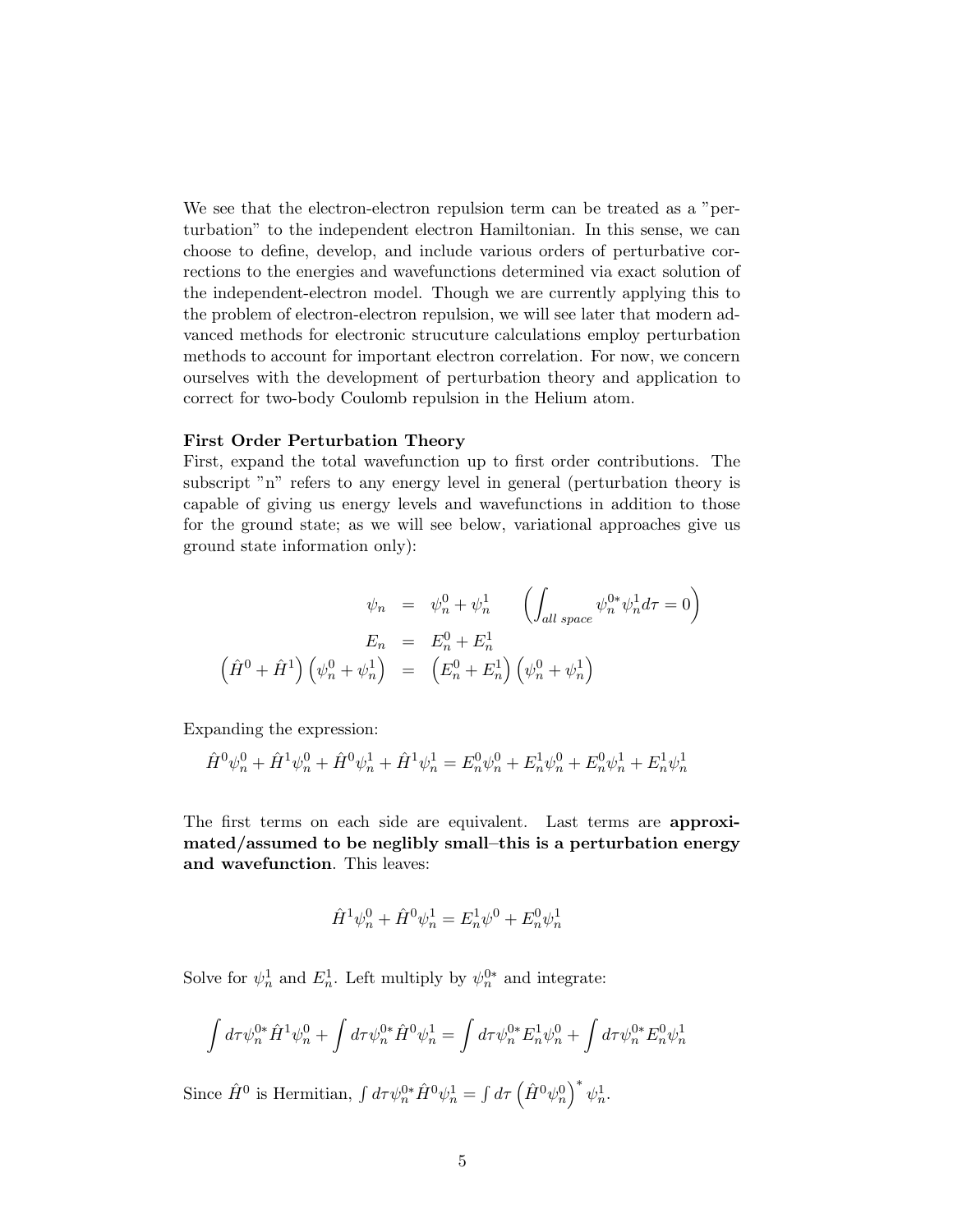We see that the electron-electron repulsion term can be treated as a "perturbation" to the independent electron Hamiltonian. In this sense, we can choose to define, develop, and include various orders of perturbative corrections to the energies and wavefunctions determined via exact solution of the independent-electron model. Though we are currently applying this to the problem of electron-electron repulsion, we will see later that modern advanced methods for electronic strucuture calculations employ perturbation methods to account for important electron correlation. For now, we concern ourselves with the development of perturbation theory and application to correct for two-body Coulomb repulsion in the Helium atom.

**First Order Perturbation Theory**

First, expand the total wavefunction up to first order contributions. The subscript "n" refers to any energy level in general (perturbation theory is capable of giving us energy levels and wavefunctions in addition to those for the ground state; as we will see below, variational approaches give us ground state information only):

$$
\begin{aligned}
\psi_n &= \psi_n^0 + \psi_n^1 \qquad \left( \int_{all\ space} \psi_n^{0*} \psi_n^1 d\tau = 0 \right) \\
E_n &= E_n^0 + E_n^1 \\
\left( \hat{H}^0 + \hat{H}^1 \right) \left( \psi_n^0 + \psi_n^1 \right) &= \left( E_n^0 + E_n^1 \right) \left( \psi_n^0 + \psi_n^1 \right)
\end{aligned}
$$

Expanding the expression:

$$
\hat{H}^0 \psi_n^0 + \hat{H}^1 \psi_n^0 + \hat{H}^0 \psi_n^1 + \hat{H}^1 \psi_n^1 = E_n^0 \psi_n^0 + E_n^1 \psi_n^0 + E_n^0 \psi_n^1 + E_n^1 \psi_n^1
$$

The first terms on each side are equivalent. Last terms are **approximated/assumed to be neglibly small–this is a perturbation energy and wavefunction**. This leaves:

$$
\hat{H}^1 \psi_n^0 + \hat{H}^0 \psi_n^1 = E_n^1 \psi^0 + E_n^0 \psi_n^1
$$

Solve for $\psi_n^1$ and $E_n^1$. Left multiply by $\psi_n^{0*}$ and integrate:

$$
\int d\tau \psi_n^{0*} \hat{H}^1 \psi_n^0 + \int d\tau \psi_n^{0*} \hat{H}^0 \psi_n^1 = \int d\tau \psi_n^{0*} E_n^1 \psi_n^0 + \int d\tau \psi_n^{0*} E_n^0 \psi_n^1
$$

Since $\hat{H}^0$ is Hermitian, $\int d\tau \psi_n^{0*} \hat{H}^0 \psi_n^1 = \int d\tau \left( \hat{H}^0 \psi_n^0 \right)^* \psi_n^1$.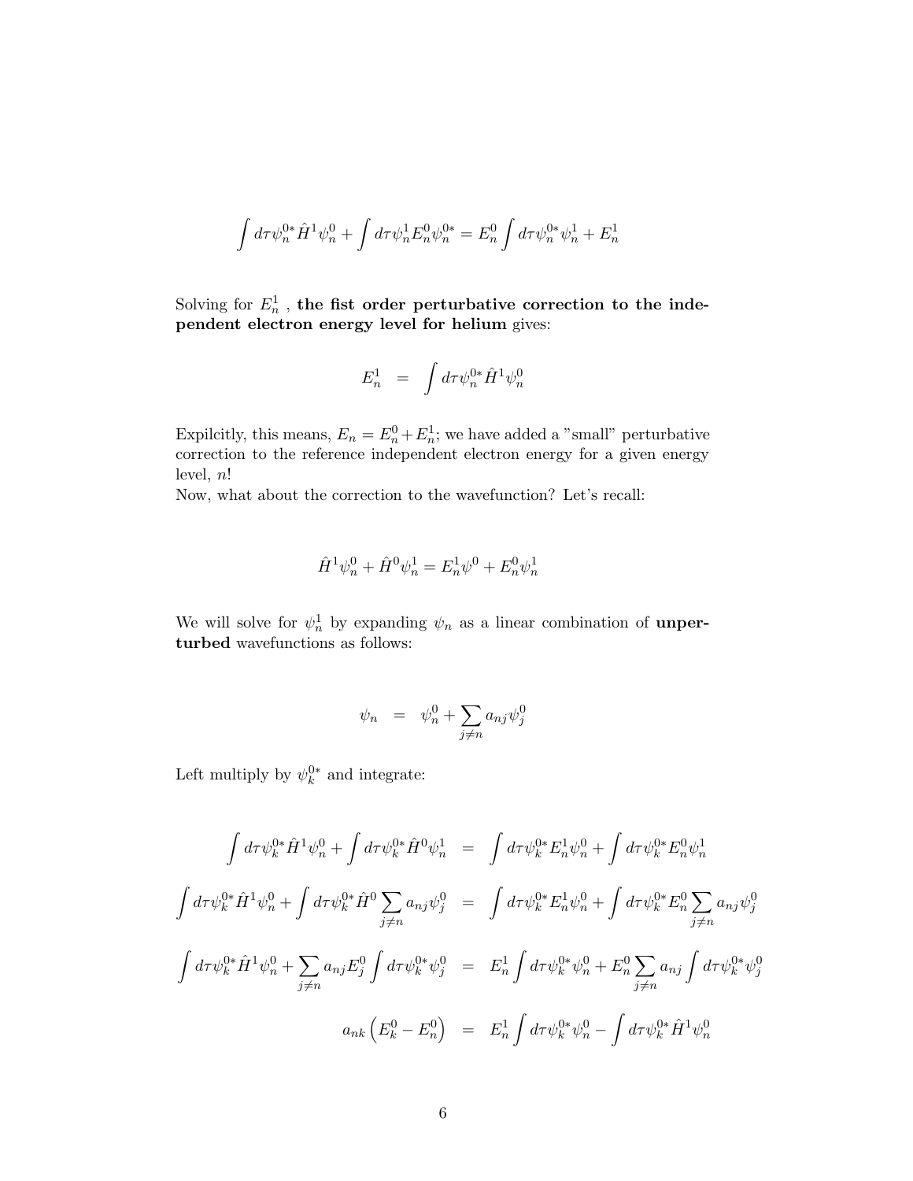$$\int d\tau \psi_n^{0*} \hat{H}^1 \psi_n^0 + \int d\tau \psi_n^1 E_n^0 \psi_n^{0*} = E_n^0 \int d\tau \psi_n^{0*} \psi_n^1 + E_n^1$$

Solving for $E_n^1$ , **the fist order perturbative correction to the independent electron energy level for helium** gives:

$$E_n^1 \quad = \quad \int d\tau \psi_n^{0*} \hat{H}^1 \psi_n^0$$

Expilcitly, this means, $E_n = E_n^0 + E_n^1$; we have added a "small" perturbative correction to the reference independent electron energy for a given energy level, $n$!

Now, what about the correction to the wavefunction? Let's recall:

$$\hat{H}^1 \psi_n^0 + \hat{H}^0 \psi_n^1 = E_n^1 \psi^0 + E_n^0 \psi_n^1$$

We will solve for $\psi_n^1$ by expanding $\psi_n$ as a linear combination of **unperturbed** wavefunctions as follows:

$$\psi_n \quad = \quad \psi_n^0 + \sum_{j \neq n} a_{nj} \psi_j^0$$

Left multiply by $\psi_k^{0*}$ and integrate:

$$\begin{aligned}
\int d\tau \psi_k^{0*} \hat{H}^1 \psi_n^0 + \int d\tau \psi_k^{0*} \hat{H}^0 \psi_n^1 &= \int d\tau \psi_k^{0*} E_n^1 \psi_n^0 + \int d\tau \psi_k^{0*} E_n^0 \psi_n^1 \\
\int d\tau \psi_k^{0*} \hat{H}^1 \psi_n^0 + \int d\tau \psi_k^{0*} \hat{H}^0 \sum_{j \neq n} a_{nj} \psi_j^0 &= \int d\tau \psi_k^{0*} E_n^1 \psi_n^0 + \int d\tau \psi_k^{0*} E_n^0 \sum_{j \neq n} a_{nj} \psi_j^0 \\
\int d\tau \psi_k^{0*} \hat{H}^1 \psi_n^0 + \sum_{j \neq n} a_{nj} E_j^0 \int d\tau \psi_k^{0*} \psi_j^0 &= E_n^1 \int d\tau \psi_k^{0*} \psi_n^0 + E_n^0 \sum_{j \neq n} a_{nj} \int d\tau \psi_k^{0*} \psi_j^0 \\
a_{nk} \left( E_k^0 - E_n^0 \right) &= E_n^1 \int d\tau \psi_k^{0*} \psi_n^0 - \int d\tau \psi_k^{0*} \hat{H}^1 \psi_n^0
\end{aligned}$$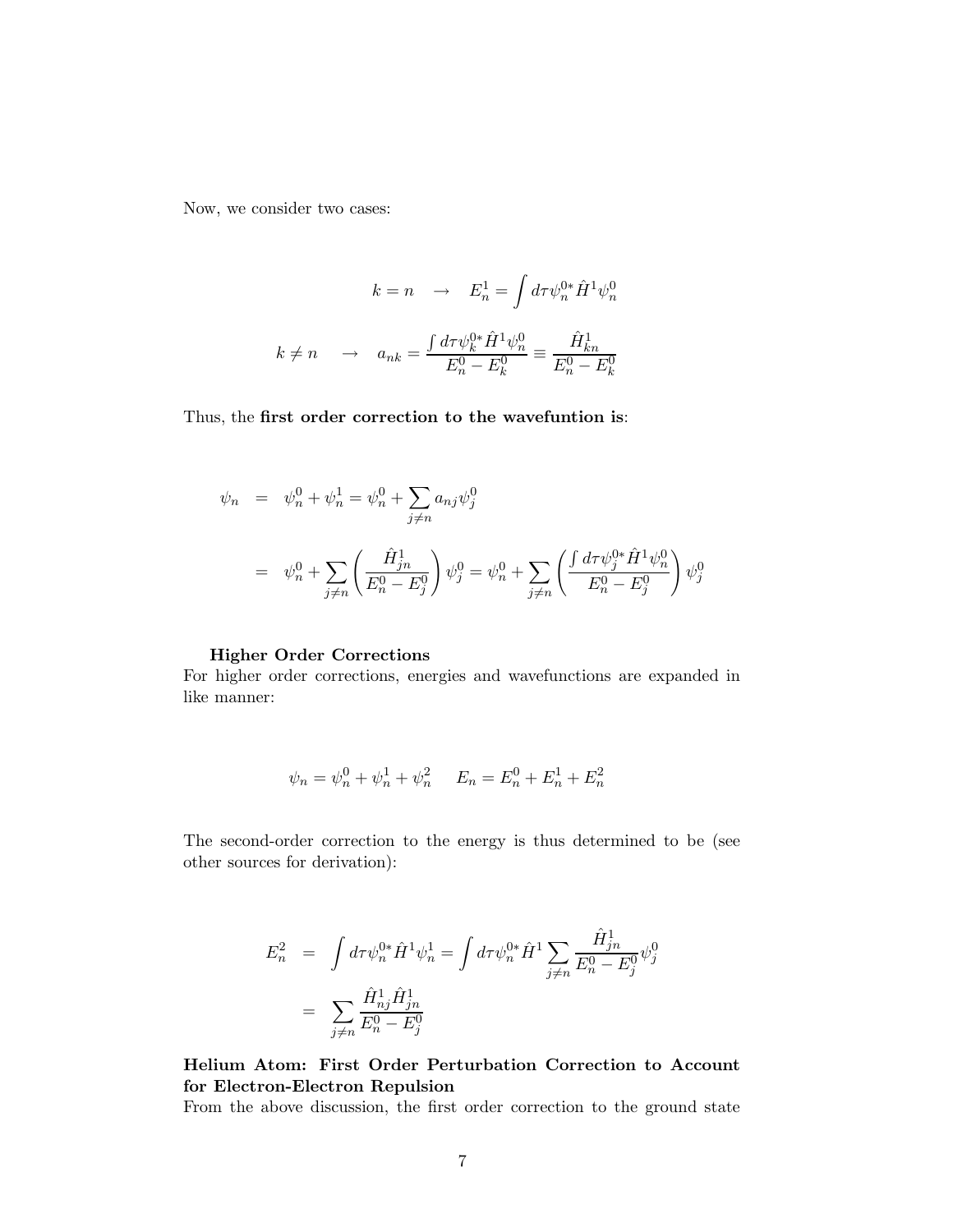Now, we consider two cases:

$$k = n \quad \rightarrow \quad E_n^1 = \int d\tau \psi_n^{0*} \hat{H}^1 \psi_n^0$$

$$k \neq n \quad \rightarrow \quad a_{nk} = \frac{\int d\tau \psi_k^{0*} \hat{H}^1 \psi_n^0}{E_n^0 - E_k^0} \equiv \frac{\hat{H}_{kn}^1}{E_n^0 - E_k^0}$$

Thus, the **first order correction to the wavefuntion is**:

$$\begin{aligned}
\psi_n &= \psi_n^0 + \psi_n^1 = \psi_n^0 + \sum_{j \neq n} a_{nj} \psi_j^0 \\
&= \psi_n^0 + \sum_{j \neq n} \left( \frac{\hat{H}_{jn}^1}{E_n^0 - E_j^0} \right) \psi_j^0 = \psi_n^0 + \sum_{j \neq n} \left( \frac{\int d\tau \psi_j^{0*} \hat{H}^1 \psi_n^0}{E_n^0 - E_j^0} \right) \psi_j^0
\end{aligned}$$

**Higher Order Corrections**

For higher order corrections, energies and wavefunctions are expanded in like manner:

$$\psi_n = \psi_n^0 + \psi_n^1 + \psi_n^2 \qquad E_n = E_n^0 + E_n^1 + E_n^2$$

The second-order correction to the energy is thus determined to be (see other sources for derivation):

$$\begin{aligned}
E_n^2 &= \int d\tau \psi_n^{0*} \hat{H}^1 \psi_n^1 = \int d\tau \psi_n^{0*} \hat{H}^1 \sum_{j \neq n} \frac{\hat{H}_{jn}^1}{E_n^0 - E_j^0} \psi_j^0 \\
&= \sum_{j \neq n} \frac{\hat{H}_{nj}^1 \hat{H}_{jn}^1}{E_n^0 - E_j^0}
\end{aligned}$$

**Helium Atom: First Order Perturbation Correction to Account for Electron-Electron Repulsion**

From the above discussion, the first order correction to the ground state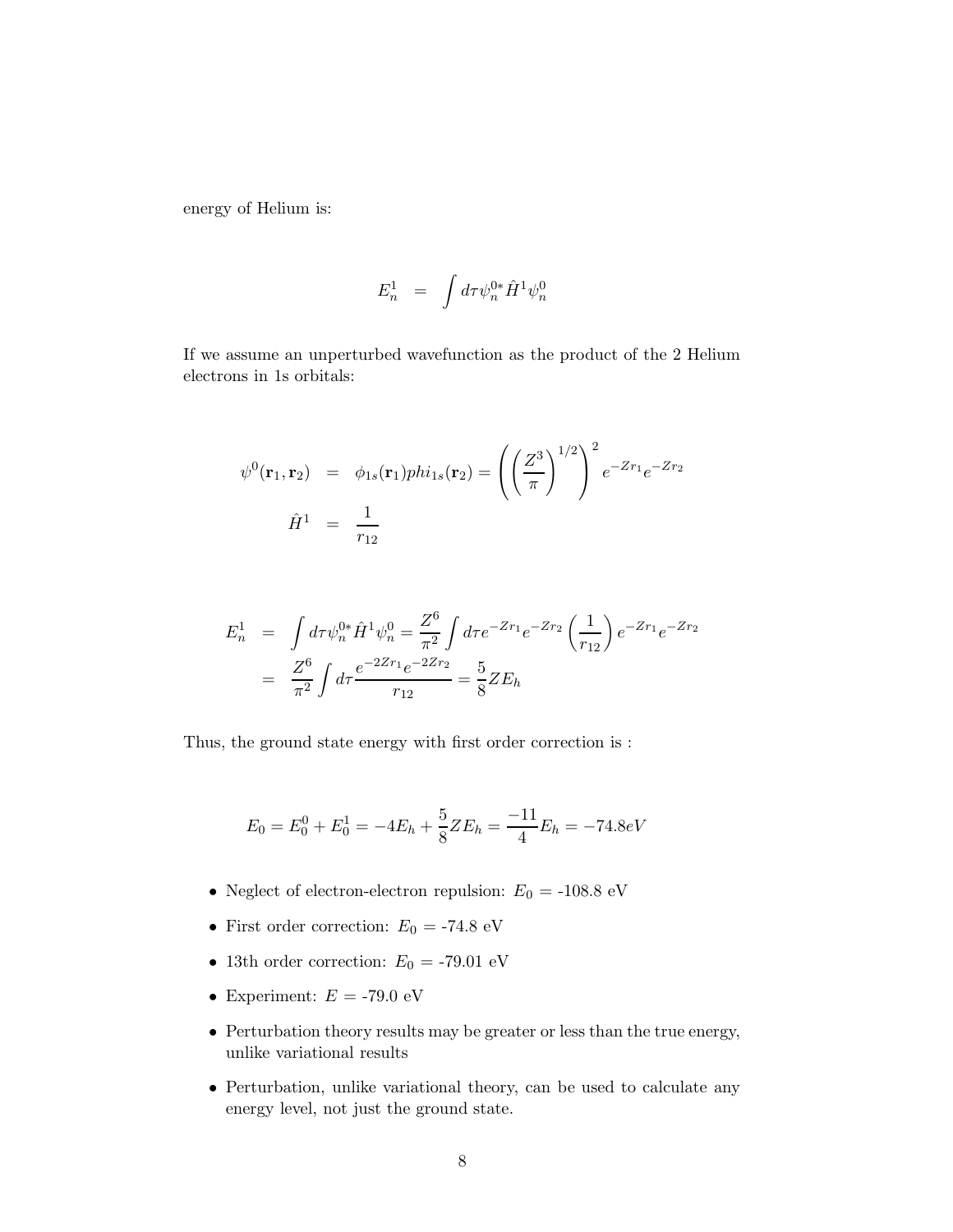energy of Helium is:

$$E_n^1 = \int d\tau \psi_n^{0*} \hat{H}^1 \psi_n^0$$

If we assume an unperturbed wavefunction as the product of the 2 Helium electrons in 1s orbitals:

$$\psi^0(\mathbf{r}_1, \mathbf{r}_2) = \phi_{1s}(\mathbf{r}_1) phi_{1s}(\mathbf{r}_2) = \left( \left( \frac{Z^3}{\pi} \right)^{1/2} \right)^2 e^{-Zr_1} e^{-Zr_2}$$

$$\hat{H}^1 = \frac{1}{r_{12}}$$

$$E_n^1 = \int d\tau \psi_n^{0*} \hat{H}^1 \psi_n^0 = \frac{Z^6}{\pi^2} \int d\tau e^{-Zr_1} e^{-Zr_2} \left( \frac{1}{r_{12}} \right) e^{-Zr_1} e^{-Zr_2}$$

$$= \frac{Z^6}{\pi^2} \int d\tau \frac{e^{-2Zr_1} e^{-2Zr_2}}{r_{12}} = \frac{5}{8} Z E_h$$

Thus, the ground state energy with first order correction is :

$$E_0 = E_0^0 + E_0^1 = -4E_h + \frac{5}{8} Z E_h = \frac{-11}{4} E_h = -74.8eV$$

- Neglect of electron-electron repulsion: $E_0$ = -108.8 eV
- First order correction: $E_0$ = -74.8 eV
- 13th order correction: $E_0$ = -79.01 eV
- Experiment: $E$ = -79.0 eV
- Perturbation theory results may be greater or less than the true energy, unlike variational results
- Perturbation, unlike variational theory, can be used to calculate any energy level, not just the ground state.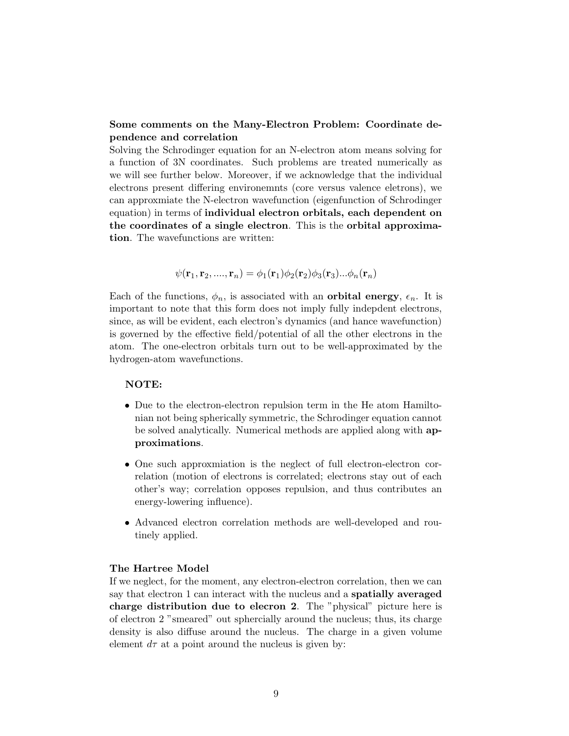**Some comments on the Many-Electron Problem: Coordinate dependence and correlation**

Solving the Schrodinger equation for an N-electron atom means solving for a function of 3N coordinates. Such problems are treated numerically as we will see further below. Moreover, if we acknowledge that the individual electrons present differing environemnts (core versus valence eletrons), we can approxmiate the N-electron wavefunction (eigenfunction of Schrodinger equation) in terms of **individual electron orbitals, each dependent on the coordinates of a single electron**. This is the **orbital approximation**. The wavefunctions are written:

$$\psi(\mathbf{r}_1, \mathbf{r}_2, ...., \mathbf{r}_n) = \phi_1(\mathbf{r}_1)\phi_2(\mathbf{r}_2)\phi_3(\mathbf{r}_3)...\phi_n(\mathbf{r}_n)$$

Each of the functions, $\phi_n$, is associated with an **orbital energy**, $\epsilon_n$. It is important to note that this form does not imply fully indepdent electrons, since, as will be evident, each electron's dynamics (and hance wavefunction) is governed by the effective field/potential of all the other electrons in the atom. The one-electron orbitals turn out to be well-approximated by the hydrogen-atom wavefunctions.

**NOTE:**

- Due to the electron-electron repulsion term in the He atom Hamiltonian not being spherically symmetric, the Schrodinger equation cannot be solved analytically. Numerical methods are applied along with **approximations**.
- One such approxmiation is the neglect of full electron-electron correlation (motion of electrons is correlated; electrons stay out of each other's way; correlation opposes repulsion, and thus contributes an energy-lowering influence).
- Advanced electron correlation methods are well-developed and routinely applied.

**The Hartree Model**

If we neglect, for the moment, any electron-electron correlation, then we can say that electron 1 can interact with the nucleus and a **spatially averaged charge distribution due to elecron 2**. The "physical" picture here is of electron 2 "smeared" out sphercially around the nucleus; thus, its charge density is also diffuse around the nucleus. The charge in a given volume element $d\tau$ at a point around the nucleus is given by: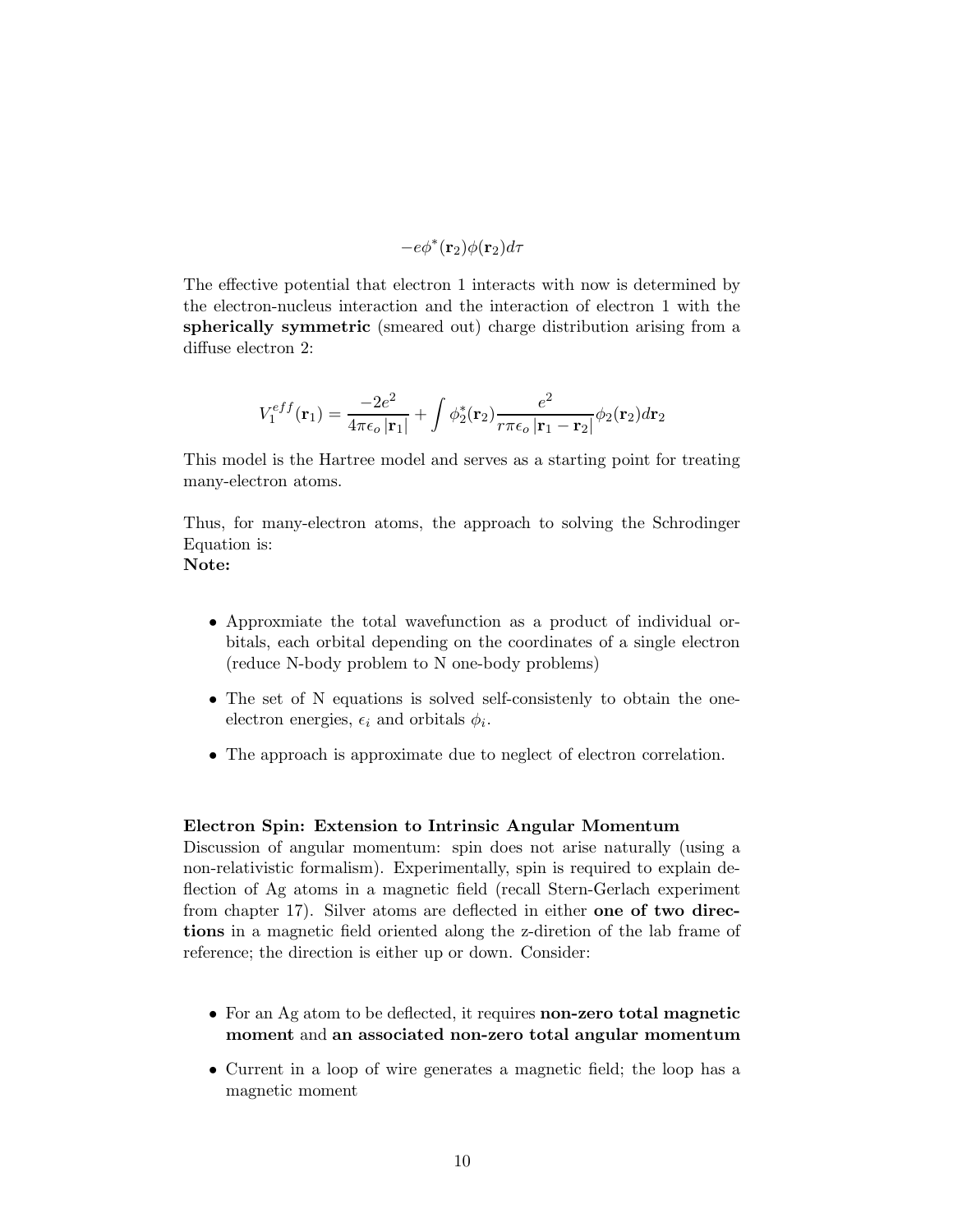$$-e\phi^*(\mathbf{r}_2)\phi(\mathbf{r}_2)d\tau$$

The effective potential that electron 1 interacts with now is determined by the electron-nucleus interaction and the interaction of electron 1 with the **spherically symmetric** (smeared out) charge distribution arising from a diffuse electron 2:

$$V_1^{eff}(\mathbf{r}_1) = \frac{-2e^2}{4\pi\epsilon_o |\mathbf{r}_1|} + \int \phi_2^*(\mathbf{r}_2)\frac{e^2}{r\pi\epsilon_o |\mathbf{r}_1 - \mathbf{r}_2|}\phi_2(\mathbf{r}_2)d\mathbf{r}_2$$

This model is the Hartree model and serves as a starting point for treating many-electron atoms.

Thus, for many-electron atoms, the approach to solving the Schrodinger Equation is:
**Note:**

- Approxmiate the total wavefunction as a product of individual orbitals, each orbital depending on the coordinates of a single electron (reduce N-body problem to N one-body problems)
- The set of N equations is solved self-consistenly to obtain the one-electron energies, $\epsilon_i$ and orbitals $\phi_i$.
- The approach is approximate due to neglect of electron correlation.

**Electron Spin: Extension to Intrinsic Angular Momentum**
Discussion of angular momentum: spin does not arise naturally (using a non-relativistic formalism). Experimentally, spin is required to explain deflection of Ag atoms in a magnetic field (recall Stern-Gerlach experiment from chapter 17). Silver atoms are deflected in either **one of two directions** in a magnetic field oriented along the z-diretion of the lab frame of reference; the direction is either up or down. Consider:

- For an Ag atom to be deflected, it requires **non-zero total magnetic moment** and **an associated non-zero total angular momentum**
- Current in a loop of wire generates a magnetic field; the loop has a magnetic moment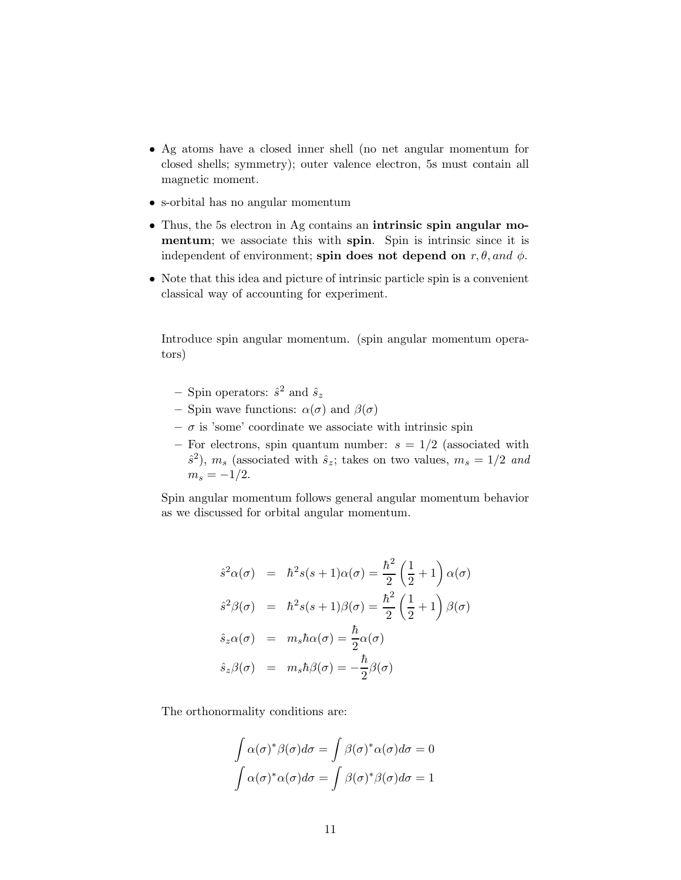- Ag atoms have a closed inner shell (no net angular momentum for closed shells; symmetry); outer valence electron, 5s must contain all magnetic moment.
- s-orbital has no angular momentum
- Thus, the 5s electron in Ag contains an **intrinsic spin angular momentum**; we associate this with **spin**. Spin is intrinsic since it is independent of environment; **spin does not depend on** $r, \theta, and\ \phi$.
- Note that this idea and picture of intrinsic particle spin is a convenient classical way of accounting for experiment.

Introduce spin angular momentum. (spin angular momentum operators)

- Spin operators: $\hat{s}^2$ and $\hat{s}_z$
- Spin wave functions: $\alpha(\sigma)$ and $\beta(\sigma)$
- $\sigma$ is 'some' coordinate we associate with intrinsic spin
- For electrons, spin quantum number: $s = 1/2$ (associated with $\hat{s}^2$), $m_s$ (associated with $\hat{s}_z$; takes on two values, $m_s = 1/2$ *and* $m_s = -1/2$.

Spin angular momentum follows general angular momentum behavior as we discussed for orbital angular momentum.

$$
\begin{aligned}
\hat{s}^2\alpha(\sigma) &= \hbar^2 s(s+1)\alpha(\sigma) = \frac{\hbar^2}{2}\left(\frac{1}{2}+1\right)\alpha(\sigma) \\
\hat{s}^2\beta(\sigma) &= \hbar^2 s(s+1)\beta(\sigma) = \frac{\hbar^2}{2}\left(\frac{1}{2}+1\right)\beta(\sigma) \\
\hat{s}_z\alpha(\sigma) &= m_s\hbar\alpha(\sigma) = \frac{\hbar}{2}\alpha(\sigma) \\
\hat{s}_z\beta(\sigma) &= m_s\hbar\beta(\sigma) = -\frac{\hbar}{2}\beta(\sigma)
\end{aligned}
$$

The orthonormality conditions are:

$$
\int \alpha(\sigma)^*\beta(\sigma)d\sigma = \int \beta(\sigma)^*\alpha(\sigma)d\sigma = 0
$$

$$
\int \alpha(\sigma)^*\alpha(\sigma)d\sigma = \int \beta(\sigma)^*\beta(\sigma)d\sigma = 1
$$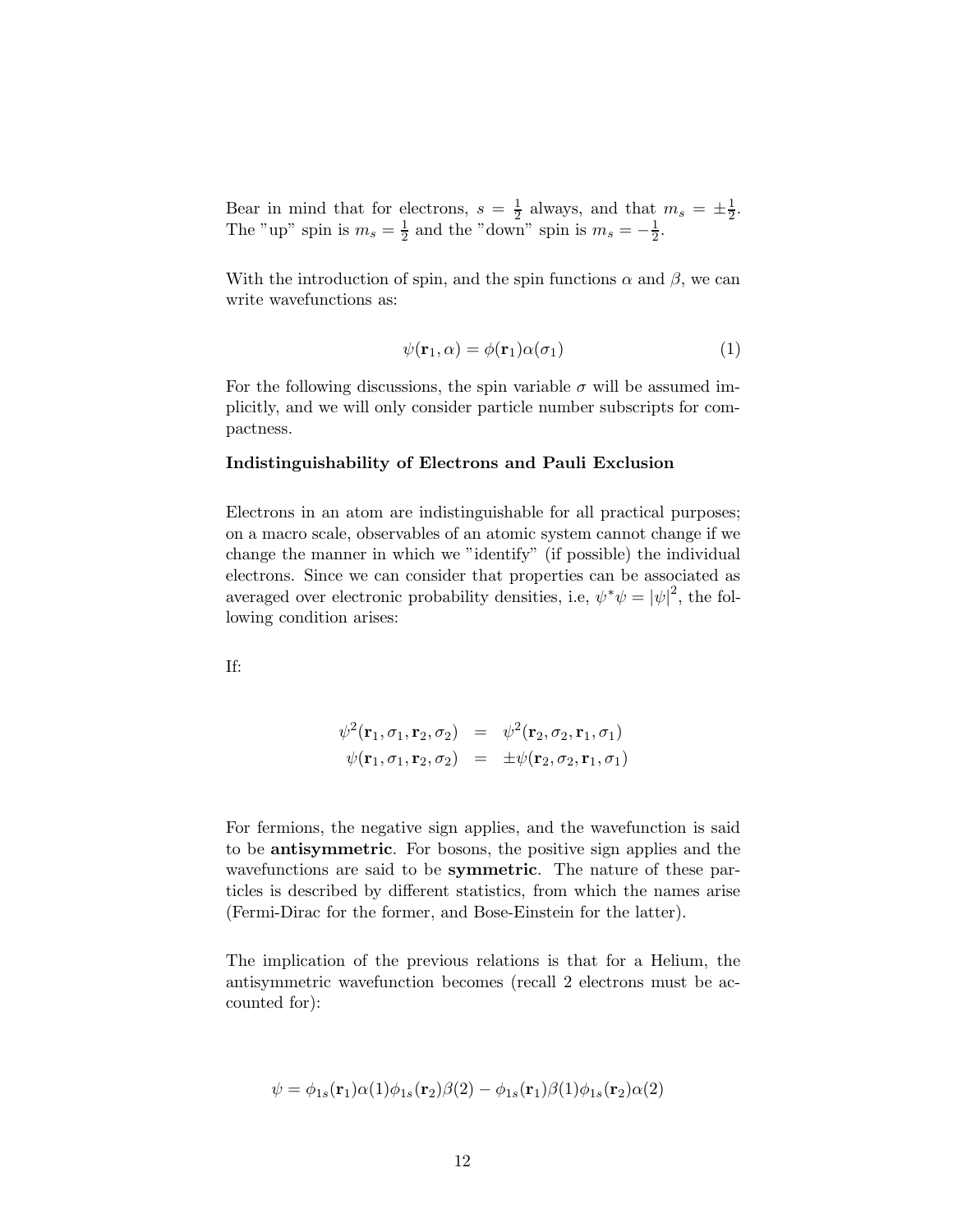Bear in mind that for electrons, $s = \frac{1}{2}$ always, and that $m_s = \pm\frac{1}{2}$. The "up" spin is $m_s = \frac{1}{2}$ and the "down" spin is $m_s = -\frac{1}{2}$.

With the introduction of spin, and the spin functions $\alpha$ and $\beta$, we can write wavefunctions as:

$$\psi(\mathbf{r}_1, \alpha) = \phi(\mathbf{r}_1)\alpha(\sigma_1) \tag{1}$$

For the following discussions, the spin variable $\sigma$ will be assumed implicitly, and we will only consider particle number subscripts for compactness.

**Indistinguishability of Electrons and Pauli Exclusion**

Electrons in an atom are indistinguishable for all practical purposes; on a macro scale, observables of an atomic system cannot change if we change the manner in which we "identify" (if possible) the individual electrons. Since we can consider that properties can be associated as averaged over electronic probability densities, i.e, $\psi^*\psi = |\psi|^2$, the following condition arises:

If:

$$\begin{aligned}
\psi^2(\mathbf{r}_1, \sigma_1, \mathbf{r}_2, \sigma_2) &= \psi^2(\mathbf{r}_2, \sigma_2, \mathbf{r}_1, \sigma_1) \\
\psi(\mathbf{r}_1, \sigma_1, \mathbf{r}_2, \sigma_2) &= \pm\psi(\mathbf{r}_2, \sigma_2, \mathbf{r}_1, \sigma_1)
\end{aligned}$$

For fermions, the negative sign applies, and the wavefunction is said to be **antisymmetric**. For bosons, the positive sign applies and the wavefunctions are said to be **symmetric**. The nature of these particles is described by different statistics, from which the names arise (Fermi-Dirac for the former, and Bose-Einstein for the latter).

The implication of the previous relations is that for a Helium, the antisymmetric wavefunction becomes (recall 2 electrons must be accounted for):

$$\psi = \phi_{1s}(\mathbf{r}_1)\alpha(1)\phi_{1s}(\mathbf{r}_2)\beta(2) - \phi_{1s}(\mathbf{r}_1)\beta(1)\phi_{1s}(\mathbf{r}_2)\alpha(2)$$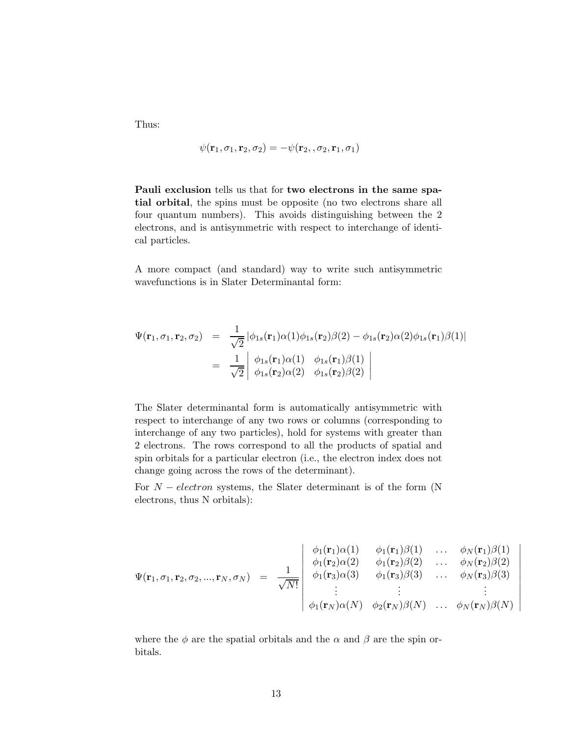Thus:

$$\psi(\mathbf{r}_1, \sigma_1, \mathbf{r}_2, \sigma_2) = -\psi(\mathbf{r}_2, , \sigma_2, \mathbf{r}_1, \sigma_1)$$

**Pauli exclusion** tells us that for **two electrons in the same spatial orbital**, the spins must be opposite (no two electrons share all four quantum numbers). This avoids distinguishing between the 2 electrons, and is antisymmetric with respect to interchange of identical particles.

A more compact (and standard) way to write such antisymmetric wavefunctions is in Slater Determinantal form:

$$\begin{aligned}
\Psi(\mathbf{r}_1, \sigma_1, \mathbf{r}_2, \sigma_2) &= \frac{1}{\sqrt{2}} \left| \phi_{1s}(\mathbf{r}_1)\alpha(1)\phi_{1s}(\mathbf{r}_2)\beta(2) - \phi_{1s}(\mathbf{r}_2)\alpha(2)\phi_{1s}(\mathbf{r}_1)\beta(1) \right| \\
&= \frac{1}{\sqrt{2}} \begin{vmatrix} \phi_{1s}(\mathbf{r}_1)\alpha(1) & \phi_{1s}(\mathbf{r}_1)\beta(1) \\ \phi_{1s}(\mathbf{r}_2)\alpha(2) & \phi_{1s}(\mathbf{r}_2)\beta(2) \end{vmatrix}
\end{aligned}$$

The Slater determinantal form is automatically antisymmetric with respect to interchange of any two rows or columns (corresponding to interchange of any two particles), hold for systems with greater than 2 electrons. The rows correspond to all the products of spatial and spin orbitals for a particular electron (i.e., the electron index does not change going across the rows of the determinant).

For $N - electron$ systems, the Slater determinant is of the form (N electrons, thus N orbitals):

$$\Psi(\mathbf{r}_1, \sigma_1, \mathbf{r}_2, \sigma_2, ..., \mathbf{r}_N, \sigma_N) = \frac{1}{\sqrt{N!}} \begin{vmatrix} \phi_1(\mathbf{r}_1)\alpha(1) & \phi_1(\mathbf{r}_1)\beta(1) & \dots & \phi_N(\mathbf{r}_1)\beta(1) \\ \phi_1(\mathbf{r}_2)\alpha(2) & \phi_1(\mathbf{r}_2)\beta(2) & \dots & \phi_N(\mathbf{r}_2)\beta(2) \\ \phi_1(\mathbf{r}_3)\alpha(3) & \phi_1(\mathbf{r}_3)\beta(3) & \dots & \phi_N(\mathbf{r}_3)\beta(3) \\ \vdots & \vdots & & \vdots \\ \phi_1(\mathbf{r}_N)\alpha(N) & \phi_2(\mathbf{r}_N)\beta(N) & \dots & \phi_N(\mathbf{r}_N)\beta(N) \end{vmatrix}$$

where the $\phi$ are the spatial orbitals and the $\alpha$ and $\beta$ are the spin orbitals.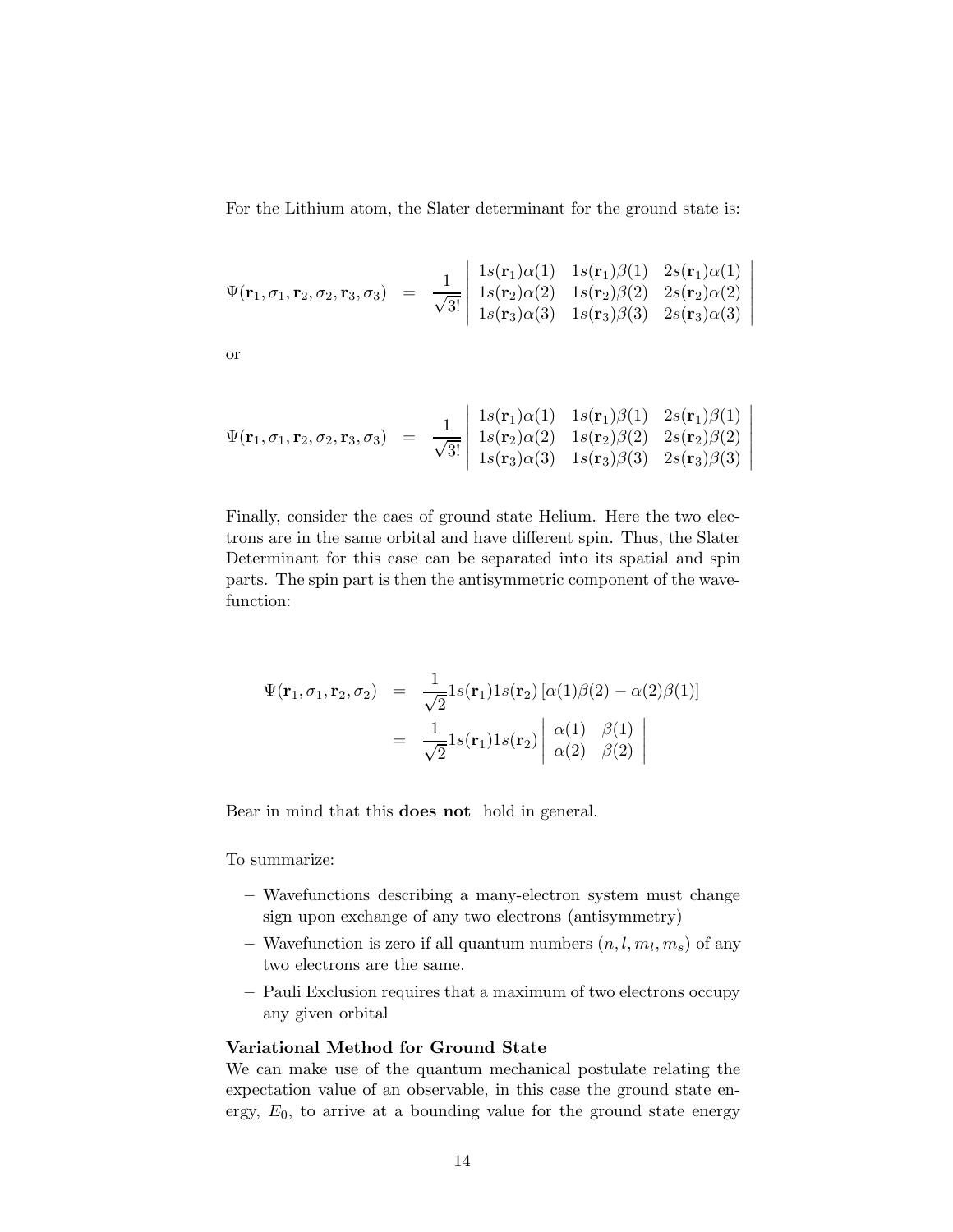For the Lithium atom, the Slater determinant for the ground state is:

$$\Psi(\mathbf{r}_1, \sigma_1, \mathbf{r}_2, \sigma_2, \mathbf{r}_3, \sigma_3) \quad = \quad \frac{1}{\sqrt{3!}} \begin{vmatrix} 1s(\mathbf{r}_1)\alpha(1) & 1s(\mathbf{r}_1)\beta(1) & 2s(\mathbf{r}_1)\alpha(1) \\ 1s(\mathbf{r}_2)\alpha(2) & 1s(\mathbf{r}_2)\beta(2) & 2s(\mathbf{r}_2)\alpha(2) \\ 1s(\mathbf{r}_3)\alpha(3) & 1s(\mathbf{r}_3)\beta(3) & 2s(\mathbf{r}_3)\alpha(3) \end{vmatrix}$$

or

$$\Psi(\mathbf{r}_1, \sigma_1, \mathbf{r}_2, \sigma_2, \mathbf{r}_3, \sigma_3) \quad = \quad \frac{1}{\sqrt{3!}} \begin{vmatrix} 1s(\mathbf{r}_1)\alpha(1) & 1s(\mathbf{r}_1)\beta(1) & 2s(\mathbf{r}_1)\beta(1) \\ 1s(\mathbf{r}_2)\alpha(2) & 1s(\mathbf{r}_2)\beta(2) & 2s(\mathbf{r}_2)\beta(2) \\ 1s(\mathbf{r}_3)\alpha(3) & 1s(\mathbf{r}_3)\beta(3) & 2s(\mathbf{r}_3)\beta(3) \end{vmatrix}$$

Finally, consider the caes of ground state Helium. Here the two electrons are in the same orbital and have different spin. Thus, the Slater Determinant for this case can be separated into its spatial and spin parts. The spin part is then the antisymmetric component of the wavefunction:

$$\begin{aligned} \Psi(\mathbf{r}_1, \sigma_1, \mathbf{r}_2, \sigma_2) &= \frac{1}{\sqrt{2}} 1s(\mathbf{r}_1) 1s(\mathbf{r}_2) \left[ \alpha(1)\beta(2) - \alpha(2)\beta(1) \right] \\ &= \frac{1}{\sqrt{2}} 1s(\mathbf{r}_1) 1s(\mathbf{r}_2) \begin{vmatrix} \alpha(1) & \beta(1) \\ \alpha(2) & \beta(2) \end{vmatrix} \end{aligned}$$

Bear in mind that this **does not** hold in general.

To summarize:

- Wavefunctions describing a many-electron system must change sign upon exchange of any two electrons (antisymmetry)
- Wavefunction is zero if all quantum numbers $(n, l, m_l, m_s)$ of any two electrons are the same.
- Pauli Exclusion requires that a maximum of two electrons occupy any given orbital

**Variational Method for Ground State**

We can make use of the quantum mechanical postulate relating the expectation value of an observable, in this case the ground state energy, $E_0$, to arrive at a bounding value for the ground state energy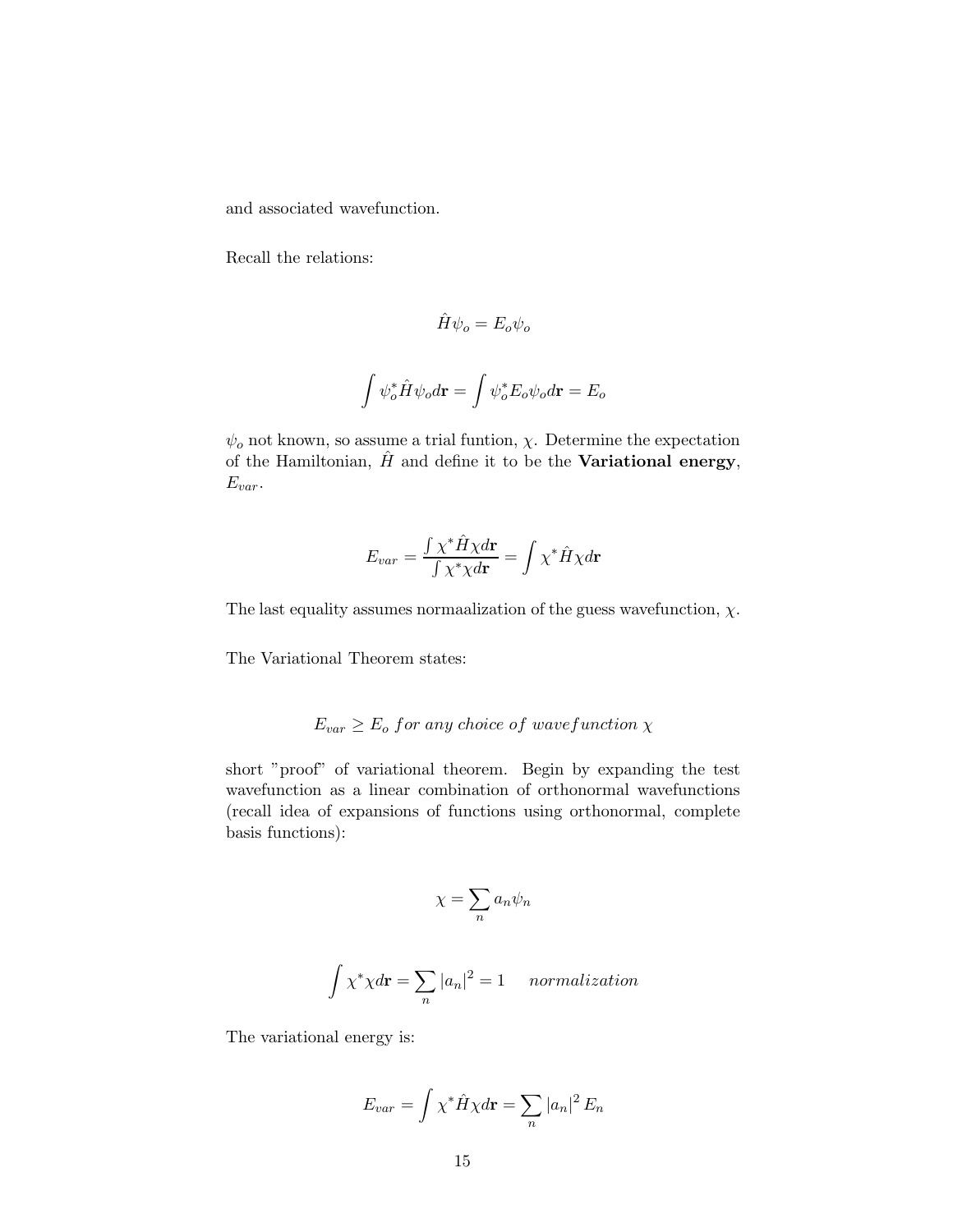and associated wavefunction.

Recall the relations:

$$\hat{H}\psi_o = E_o\psi_o$$

$$\int \psi_o^* \hat{H}\psi_o d\mathbf{r} = \int \psi_o^* E_o \psi_o d\mathbf{r} = E_o$$

$\psi_o$ not known, so assume a trial funtion, $\chi$. Determine the expectation of the Hamiltonian, $\hat{H}$ and define it to be the **Variational energy**, $E_{var}$.

$$E_{var} = \frac{\int \chi^* \hat{H}\chi d\mathbf{r}}{\int \chi^* \chi d\mathbf{r}} = \int \chi^* \hat{H}\chi d\mathbf{r}$$

The last equality assumes normaalization of the guess wavefunction, $\chi$.

The Variational Theorem states:

$$E_{var} \geq E_o \; for \; any \; choice \; of \; wavefunction \; \chi$$

short "proof" of variational theorem. Begin by expanding the test wavefunction as a linear combination of orthonormal wavefunctions (recall idea of expansions of functions using orthonormal, complete basis functions):

$$\chi = \sum_n a_n \psi_n$$

$$\int \chi^* \chi d\mathbf{r} = \sum_n |a_n|^2 = 1 \quad normalization$$

The variational energy is:

$$E_{var} = \int \chi^* \hat{H}\chi d\mathbf{r} = \sum_n |a_n|^2 E_n$$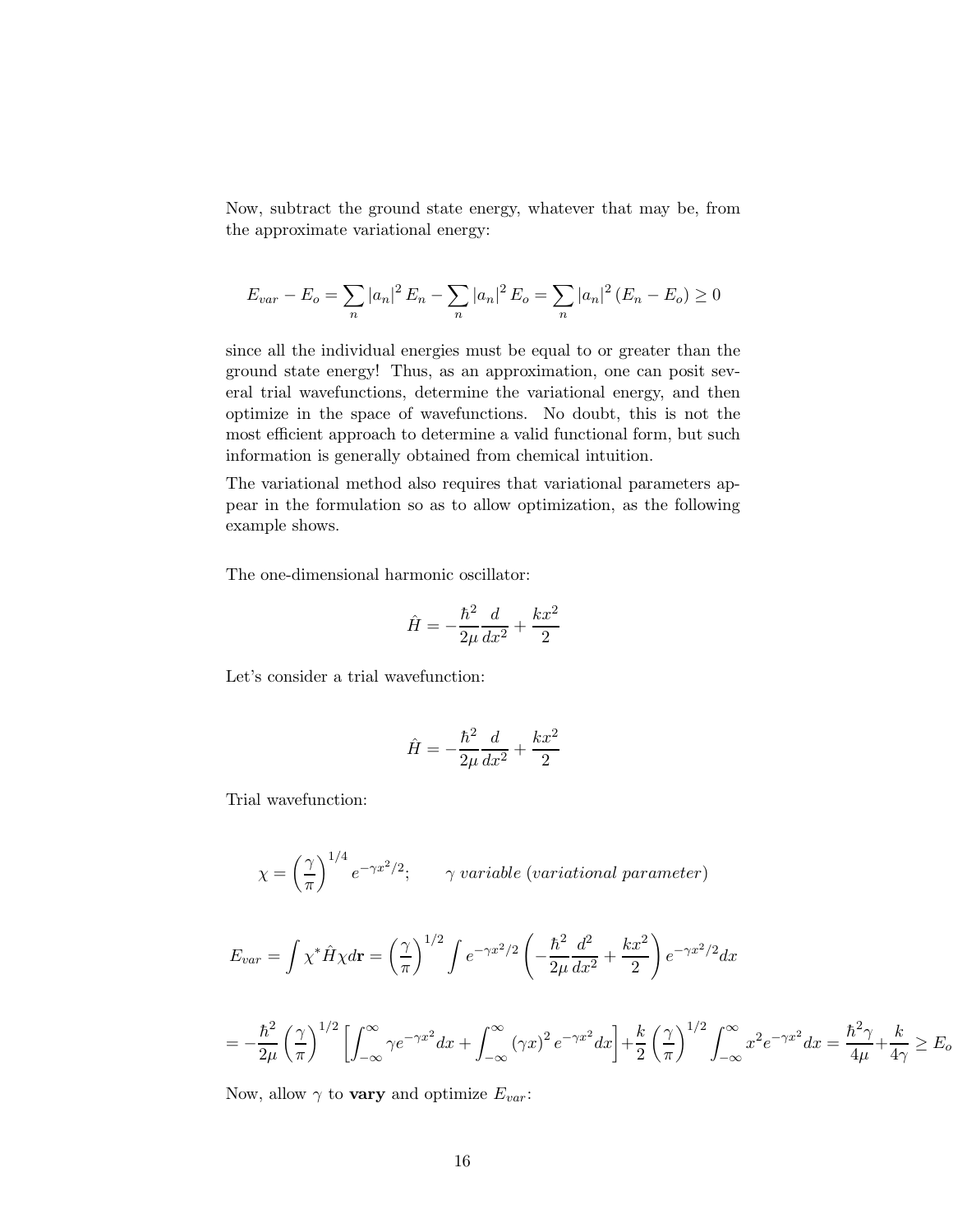Now, subtract the ground state energy, whatever that may be, from the approximate variational energy:

$$E_{var} - E_o = \sum_n |a_n|^2 E_n - \sum_n |a_n|^2 E_o = \sum_n |a_n|^2 (E_n - E_o) \geq 0$$

since all the individual energies must be equal to or greater than the ground state energy! Thus, as an approximation, one can posit several trial wavefunctions, determine the variational energy, and then optimize in the space of wavefunctions. No doubt, this is not the most efficient approach to determine a valid functional form, but such information is generally obtained from chemical intuition.

The variational method also requires that variational parameters appear in the formulation so as to allow optimization, as the following example shows.

The one-dimensional harmonic oscillator:

$$\hat{H} = -\frac{\hbar^2}{2\mu}\frac{d}{dx^2} + \frac{kx^2}{2}$$

Let's consider a trial wavefunction:

$$\hat{H} = -\frac{\hbar^2}{2\mu}\frac{d}{dx^2} + \frac{kx^2}{2}$$

Trial wavefunction:

$$\chi = \left(\frac{\gamma}{\pi}\right)^{1/4} e^{-\gamma x^2/2}; \qquad \gamma \; variable \; (variational \; parameter)$$

$$E_{var} = \int \chi^* \hat{H} \chi d\mathbf{r} = \left(\frac{\gamma}{\pi}\right)^{1/2} \int e^{-\gamma x^2/2} \left(-\frac{\hbar^2}{2\mu}\frac{d^2}{dx^2} + \frac{kx^2}{2}\right) e^{-\gamma x^2/2} dx$$

$$= -\frac{\hbar^2}{2\mu}\left(\frac{\gamma}{\pi}\right)^{1/2}\left[\int_{-\infty}^{\infty} \gamma e^{-\gamma x^2} dx + \int_{-\infty}^{\infty} (\gamma x)^2 e^{-\gamma x^2} dx\right] + \frac{k}{2}\left(\frac{\gamma}{\pi}\right)^{1/2} \int_{-\infty}^{\infty} x^2 e^{-\gamma x^2} dx = \frac{\hbar^2 \gamma}{4\mu} + \frac{k}{4\gamma} \geq E_o$$

Now, allow $\gamma$ to **vary** and optimize $E_{var}$: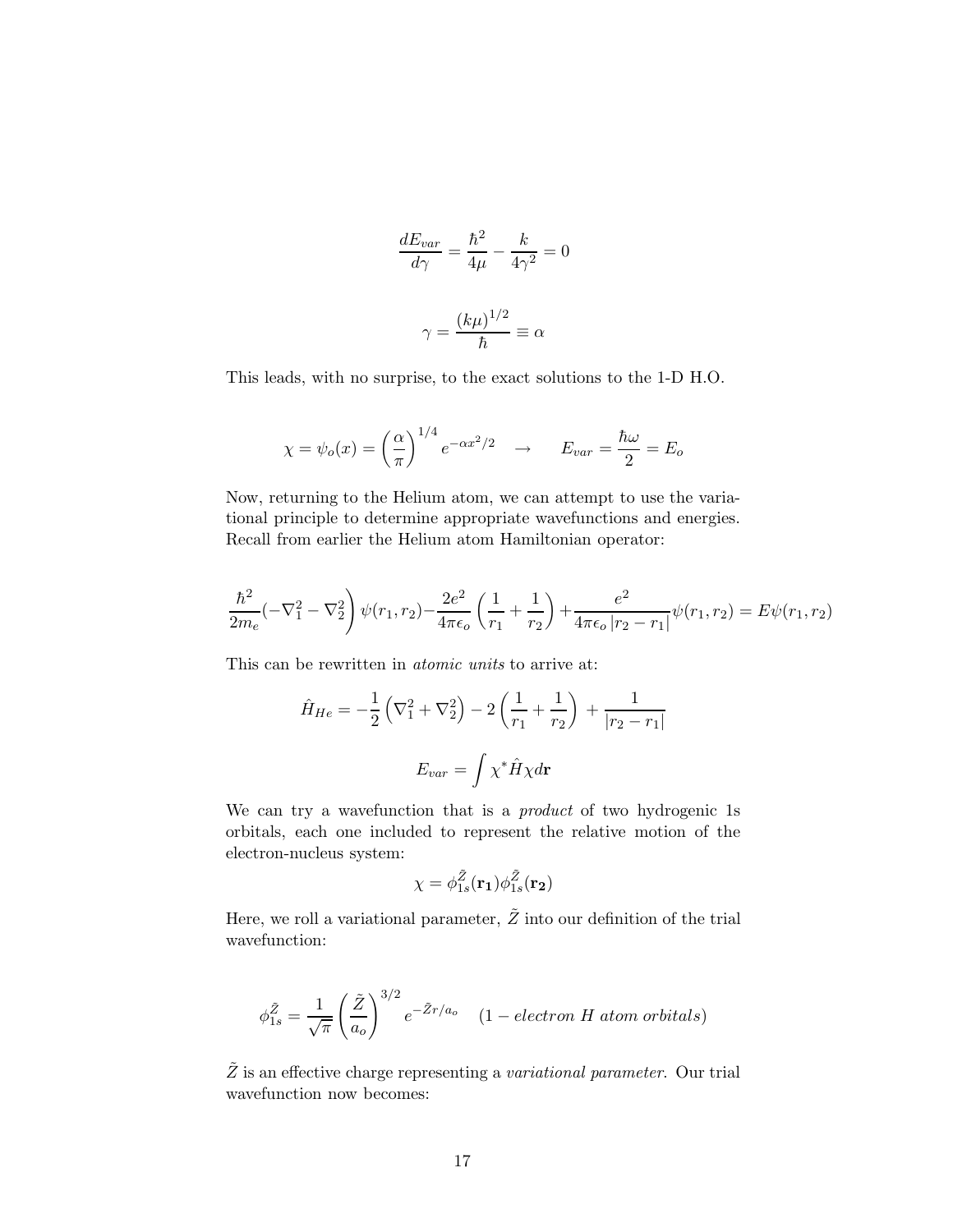$$\frac{dE_{var}}{d\gamma} = \frac{\hbar^2}{4\mu} - \frac{k}{4\gamma^2} = 0$$

$$\gamma = \frac{(k\mu)^{1/2}}{\hbar} \equiv \alpha$$

This leads, with no surprise, to the exact solutions to the 1-D H.O.

$$\chi = \psi_o(x) = \left(\frac{\alpha}{\pi}\right)^{1/4} e^{-\alpha x^2/2} \quad \rightarrow \quad E_{var} = \frac{\hbar\omega}{2} = E_o$$

Now, returning to the Helium atom, we can attempt to use the variational principle to determine appropriate wavefunctions and energies. Recall from earlier the Helium atom Hamiltonian operator:

$$\left.\frac{\hbar^2}{2m_e}(-\nabla_1^2 - \nabla_2^2)\right)\psi(r_1, r_2) - \frac{2e^2}{4\pi\epsilon_o}\left(\frac{1}{r_1} + \frac{1}{r_2}\right) + \frac{e^2}{4\pi\epsilon_o\,|r_2 - r_1|}\psi(r_1, r_2) = E\psi(r_1, r_2)$$

This can be rewritten in *atomic units* to arrive at:

$$\hat{H}_{He} = -\frac{1}{2}\left(\nabla_1^2 + \nabla_2^2\right) - 2\left(\frac{1}{r_1} + \frac{1}{r_2}\right) + \frac{1}{|r_2 - r_1|}$$

$$E_{var} = \int \chi^* \hat{H} \chi d\mathbf{r}$$

We can try a wavefunction that is a *product* of two hydrogenic 1s orbitals, each one included to represent the relative motion of the electron-nucleus system:

$$\chi = \phi_{1s}^{\tilde{Z}}(\mathbf{r_1})\phi_{1s}^{\tilde{Z}}(\mathbf{r_2})$$

Here, we roll a variational parameter, $\tilde{Z}$ into our definition of the trial wavefunction:

$$\phi_{1s}^{\tilde{Z}} = \frac{1}{\sqrt{\pi}}\left(\frac{\tilde{Z}}{a_o}\right)^{3/2} e^{-\tilde{Z}r/a_o} \quad (1 - electron\ H\ atom\ orbitals)$$

$\tilde{Z}$ is an effective charge representing a *variational parameter*. Our trial wavefunction now becomes: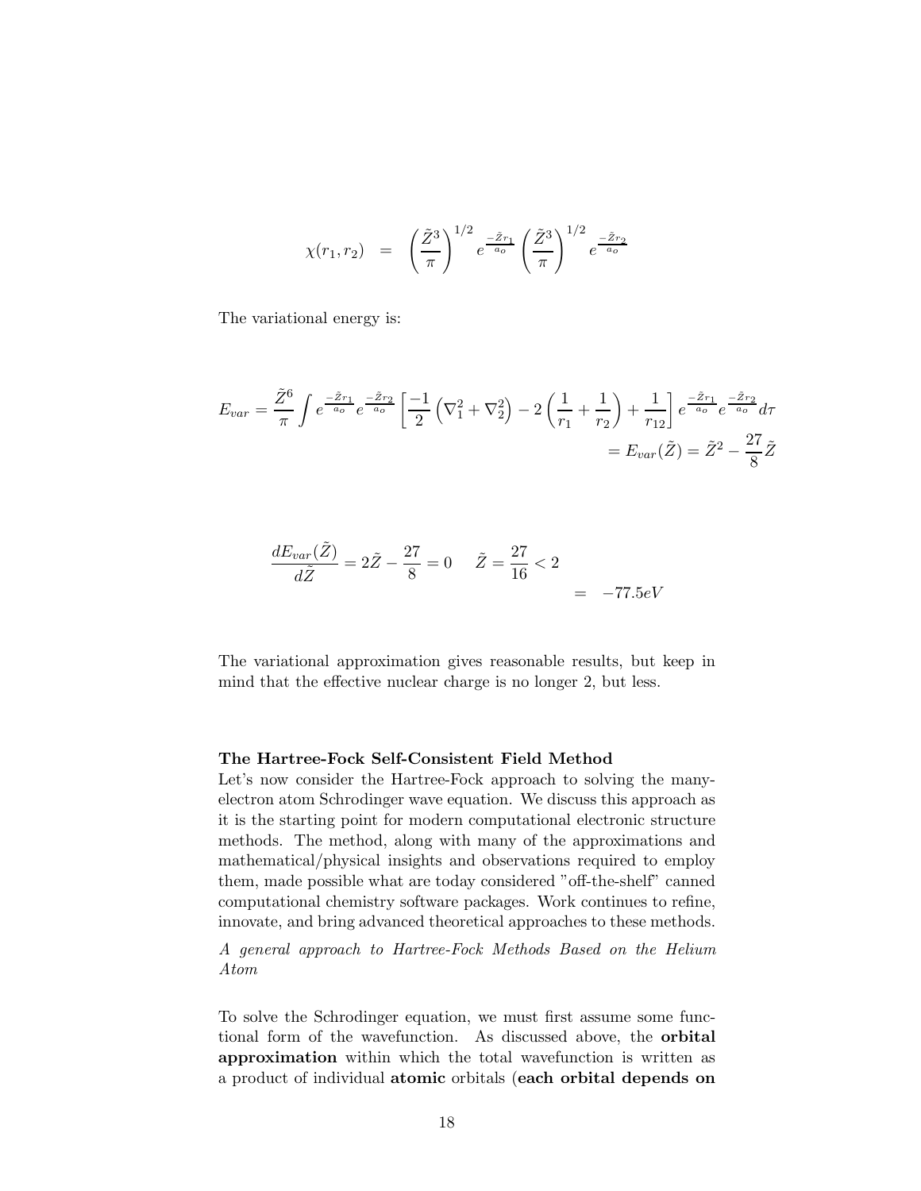$$\chi(r_1, r_2) = \left(\frac{\tilde{Z}^3}{\pi}\right)^{1/2} e^{\frac{-\tilde{Z}r_1}{a_o}} \left(\frac{\tilde{Z}^3}{\pi}\right)^{1/2} e^{\frac{-\tilde{Z}r_2}{a_o}}$$

The variational energy is:

$$E_{var} = \frac{\tilde{Z}^6}{\pi} \int e^{\frac{-\tilde{Z}r_1}{a_o}} e^{\frac{-\tilde{Z}r_2}{a_o}} \left[\frac{-1}{2}\left(\nabla_1^2 + \nabla_2^2\right) - 2\left(\frac{1}{r_1} + \frac{1}{r_2}\right) + \frac{1}{r_{12}}\right] e^{\frac{-\tilde{Z}r_1}{a_o}} e^{\frac{-\tilde{Z}r_2}{a_o}} d\tau$$

$$= E_{var}(\tilde{Z}) = \tilde{Z}^2 - \frac{27}{8}\tilde{Z}$$

$$\frac{dE_{var}(\tilde{Z})}{d\tilde{Z}} = 2\tilde{Z} - \frac{27}{8} = 0 \qquad \tilde{Z} = \frac{27}{16} < 2$$

$$= \quad -77.5eV$$

The variational approximation gives reasonable results, but keep in mind that the effective nuclear charge is no longer 2, but less.

**The Hartree-Fock Self-Consistent Field Method**

Let's now consider the Hartree-Fock approach to solving the many-electron atom Schrodinger wave equation. We discuss this approach as it is the starting point for modern computational electronic structure methods. The method, along with many of the approximations and mathematical/physical insights and observations required to employ them, made possible what are today considered "off-the-shelf" canned computational chemistry software packages. Work continues to refine, innovate, and bring advanced theoretical approaches to these methods.

*A general approach to Hartree-Fock Methods Based on the Helium Atom*

To solve the Schrodinger equation, we must first assume some functional form of the wavefunction. As discussed above, the **orbital approximation** within which the total wavefunction is written as a product of individual **atomic** orbitals (**each orbital depends on**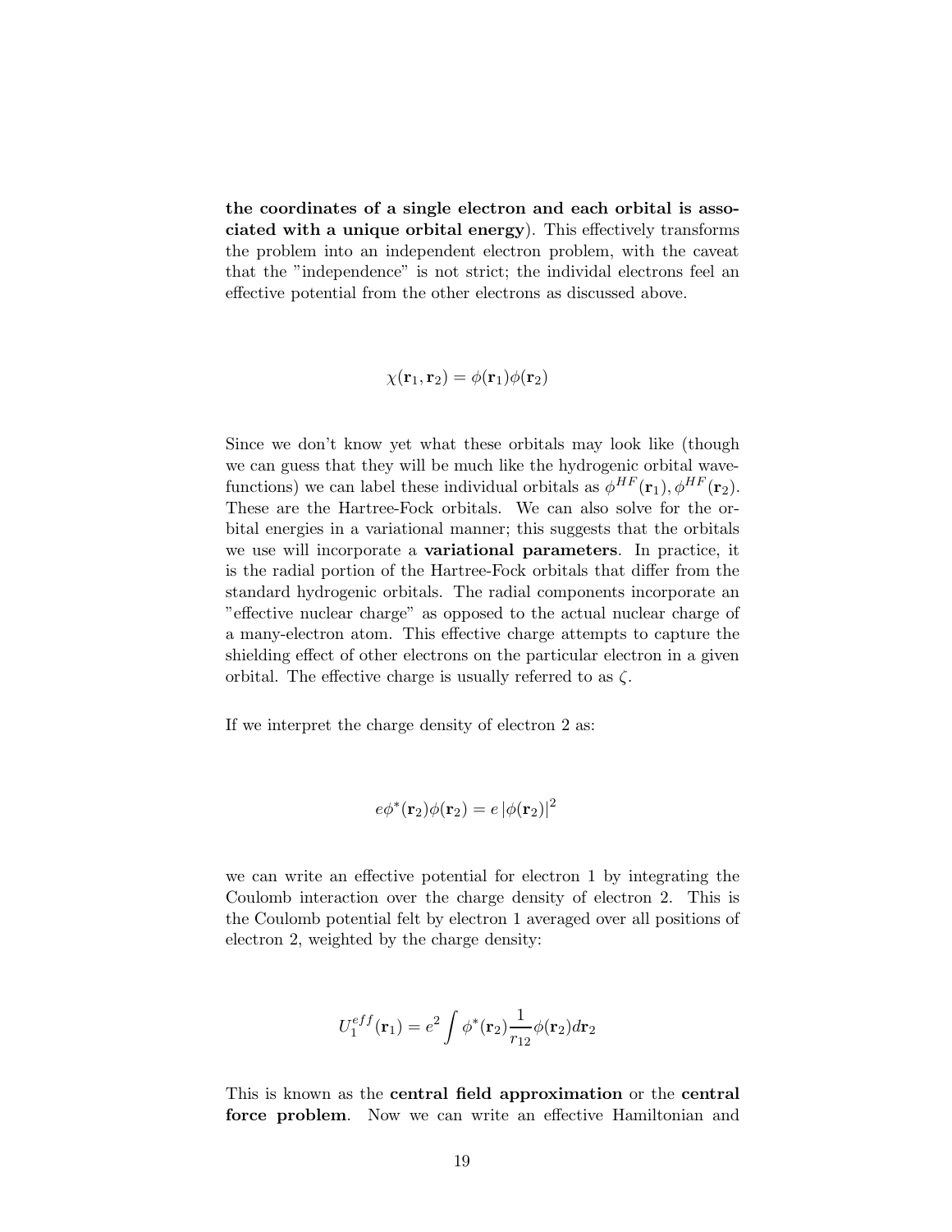**the coordinates of a single electron and each orbital is associated with a unique orbital energy**). This effectively transforms the problem into an independent electron problem, with the caveat that the "independence" is not strict; the individal electrons feel an effective potential from the other electrons as discussed above.

$$\chi(\mathbf{r}_1, \mathbf{r}_2) = \phi(\mathbf{r}_1)\phi(\mathbf{r}_2)$$

Since we don't know yet what these orbitals may look like (though we can guess that they will be much like the hydrogenic orbital wavefunctions) we can label these individual orbitals as $\phi^{HF}(\mathbf{r}_1), \phi^{HF}(\mathbf{r}_2)$. These are the Hartree-Fock orbitals. We can also solve for the orbital energies in a variational manner; this suggests that the orbitals we use will incorporate a **variational parameters**. In practice, it is the radial portion of the Hartree-Fock orbitals that differ from the standard hydrogenic orbitals. The radial components incorporate an "effective nuclear charge" as opposed to the actual nuclear charge of a many-electron atom. This effective charge attempts to capture the shielding effect of other electrons on the particular electron in a given orbital. The effective charge is usually referred to as $\zeta$.

If we interpret the charge density of electron 2 as:

$$e\phi^*(\mathbf{r}_2)\phi(\mathbf{r}_2) = e\left|\phi(\mathbf{r}_2)\right|^2$$

we can write an effective potential for electron 1 by integrating the Coulomb interaction over the charge density of electron 2. This is the Coulomb potential felt by electron 1 averaged over all positions of electron 2, weighted by the charge density:

$$U_1^{eff}(\mathbf{r}_1) = e^2 \int \phi^*(\mathbf{r}_2)\frac{1}{r_{12}}\phi(\mathbf{r}_2)d\mathbf{r}_2$$

This is known as the **central field approximation** or the **central force problem**. Now we can write an effective Hamiltonian and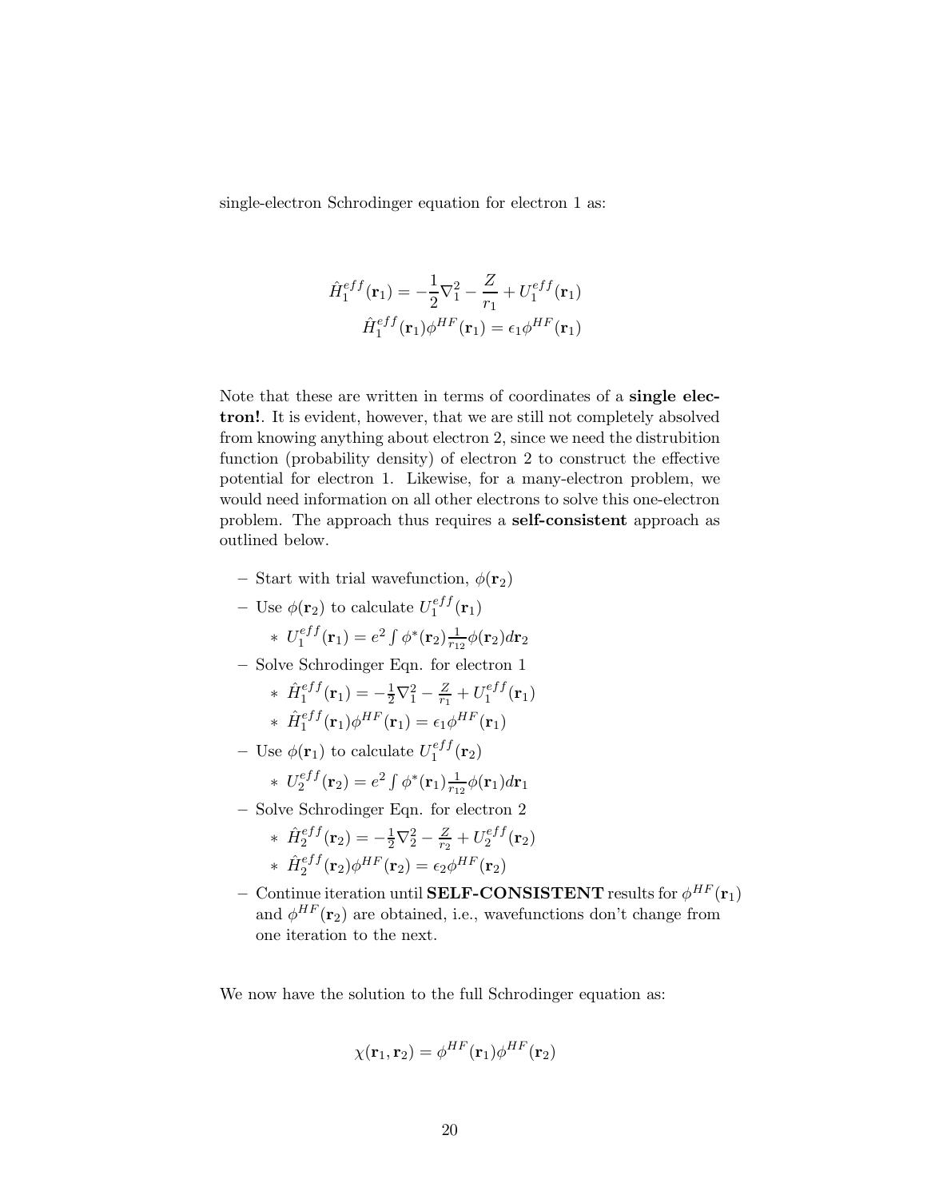single-electron Schrodinger equation for electron 1 as:

$$\hat{H}_1^{eff}(\mathbf{r}_1) = -\frac{1}{2}\nabla_1^2 - \frac{Z}{r_1} + U_1^{eff}(\mathbf{r}_1)$$
$$\hat{H}_1^{eff}(\mathbf{r}_1)\phi^{HF}(\mathbf{r}_1) = \epsilon_1\phi^{HF}(\mathbf{r}_1)$$

Note that these are written in terms of coordinates of a **single electron!**. It is evident, however, that we are still not completely absolved from knowing anything about electron 2, since we need the distrubition function (probability density) of electron 2 to construct the effective potential for electron 1. Likewise, for a many-electron problem, we would need information on all other electrons to solve this one-electron problem. The approach thus requires a **self-consistent** approach as outlined below.

- Start with trial wavefunction, $\phi(\mathbf{r}_2)$
- Use $\phi(\mathbf{r}_2)$ to calculate $U_1^{eff}(\mathbf{r}_1)$
  - $U_1^{eff}(\mathbf{r}_1) = e^2\int \phi^*(\mathbf{r}_2)\frac{1}{r_{12}}\phi(\mathbf{r}_2)d\mathbf{r}_2$
- Solve Schrodinger Eqn. for electron 1
  - $\hat{H}_1^{eff}(\mathbf{r}_1) = -\frac{1}{2}\nabla_1^2 - \frac{Z}{r_1} + U_1^{eff}(\mathbf{r}_1)$
  - $\hat{H}_1^{eff}(\mathbf{r}_1)\phi^{HF}(\mathbf{r}_1) = \epsilon_1\phi^{HF}(\mathbf{r}_1)$
- Use $\phi(\mathbf{r}_1)$ to calculate $U_1^{eff}(\mathbf{r}_2)$
  - $U_2^{eff}(\mathbf{r}_2) = e^2\int \phi^*(\mathbf{r}_1)\frac{1}{r_{12}}\phi(\mathbf{r}_1)d\mathbf{r}_1$
- Solve Schrodinger Eqn. for electron 2
  - $\hat{H}_2^{eff}(\mathbf{r}_2) = -\frac{1}{2}\nabla_2^2 - \frac{Z}{r_2} + U_2^{eff}(\mathbf{r}_2)$
  - $\hat{H}_2^{eff}(\mathbf{r}_2)\phi^{HF}(\mathbf{r}_2) = \epsilon_2\phi^{HF}(\mathbf{r}_2)$
- Continue iteration until **SELF-CONSISTENT** results for $\phi^{HF}(\mathbf{r}_1)$ and $\phi^{HF}(\mathbf{r}_2)$ are obtained, i.e., wavefunctions don't change from one iteration to the next.

We now have the solution to the full Schrodinger equation as:

$$\chi(\mathbf{r}_1, \mathbf{r}_2) = \phi^{HF}(\mathbf{r}_1)\phi^{HF}(\mathbf{r}_2)$$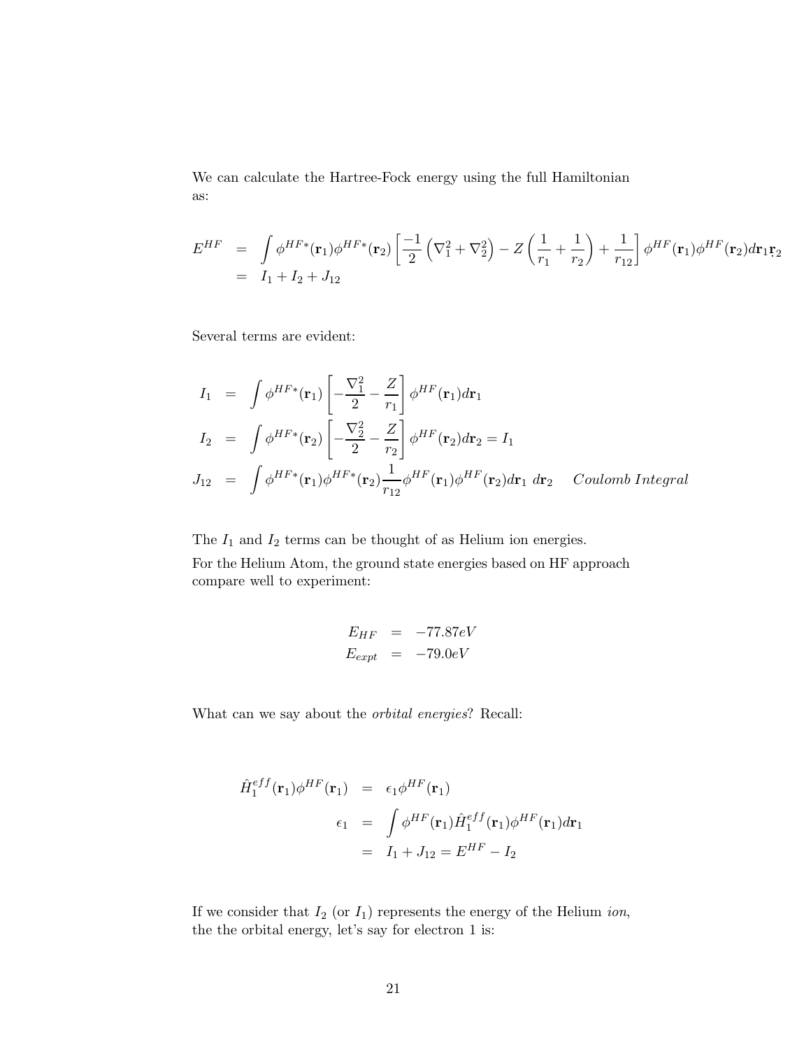We can calculate the Hartree-Fock energy using the full Hamiltonian as:

$$
\begin{aligned}
E^{HF} &= \int \phi^{HF*}(\mathbf{r}_1)\phi^{HF*}(\mathbf{r}_2)\left[\frac{-1}{2}\left(\nabla_1^2+\nabla_2^2\right) - Z\left(\frac{1}{r_1}+\frac{1}{r_2}\right)+\frac{1}{r_{12}}\right]\phi^{HF}(\mathbf{r}_1)\phi^{HF}(\mathbf{r}_2)d\mathbf{r}_1\mathbf{r}_2 \\
&= I_1 + I_2 + J_{12}
\end{aligned}
$$

Several terms are evident:

$$
\begin{aligned}
I_1 &= \int \phi^{HF*}(\mathbf{r}_1)\left[-\frac{\nabla_1^2}{2} - \frac{Z}{r_1}\right]\phi^{HF}(\mathbf{r}_1)d\mathbf{r}_1 \\
I_2 &= \int \phi^{HF*}(\mathbf{r}_2)\left[-\frac{\nabla_2^2}{2} - \frac{Z}{r_2}\right]\phi^{HF}(\mathbf{r}_2)d\mathbf{r}_2 = I_1 \\
J_{12} &= \int \phi^{HF*}(\mathbf{r}_1)\phi^{HF*}(\mathbf{r}_2)\frac{1}{r_{12}}\phi^{HF}(\mathbf{r}_1)\phi^{HF}(\mathbf{r}_2)d\mathbf{r}_1\ d\mathbf{r}_2 \quad \textit{Coulomb Integral}
\end{aligned}
$$

The $I_1$ and $I_2$ terms can be thought of as Helium ion energies.

For the Helium Atom, the ground state energies based on HF approach compare well to experiment:

$$
\begin{aligned}
E_{HF} &= -77.87eV \\
E_{expt} &= -79.0eV
\end{aligned}
$$

What can we say about the *orbital energies*? Recall:

$$
\begin{aligned}
\hat{H}_1^{eff}(\mathbf{r}_1)\phi^{HF}(\mathbf{r}_1) &= \epsilon_1\phi^{HF}(\mathbf{r}_1) \\
\epsilon_1 &= \int \phi^{HF}(\mathbf{r}_1)\hat{H}_1^{eff}(\mathbf{r}_1)\phi^{HF}(\mathbf{r}_1)d\mathbf{r}_1 \\
&= I_1 + J_{12} = E^{HF} - I_2
\end{aligned}
$$

If we consider that $I_2$ (or $I_1$) represents the energy of the Helium *ion*, the the orbital energy, let's say for electron 1 is: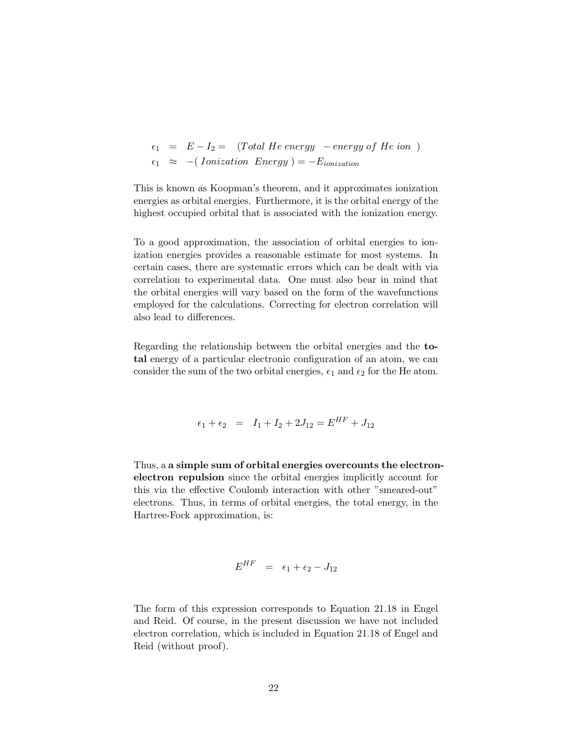$$
\begin{aligned}
\epsilon_1 &= E - I_2 = \quad (Total\ He\ energy\ \ - energy\ of\ He\ ion\ \ ) \\
\epsilon_1 &\approx -(\ Ionization\ \ Energy\ ) = -E_{ionization}
\end{aligned}
$$

This is known as Koopman's theorem, and it approximates ionization energies as orbital energies. Furthermore, it is the orbital energy of the highest occupied orbital that is associated with the ionization energy.

To a good approximation, the association of orbital energies to ionization energies provides a reasonable estimate for most systems. In certain cases, there are systematic errors which can be dealt with via correlation to experimental data. One must also bear in mind that the orbital energies will vary based on the form of the wavefunctions employed for the calculations. Correcting for electron correlation will also lead to differences.

Regarding the relationship between the orbital energies and the **total** energy of a particular electronic configuration of an atom, we can consider the sum of the two orbital energies, $\epsilon_1$ and $\epsilon_2$ for the He atom.

$$
\epsilon_1 + \epsilon_2 \quad = \quad I_1 + I_2 + 2J_{12} = E^{HF} + J_{12}
$$

Thus, a **a simple sum of orbital energies overcounts the electron-electron repulsion** since the orbital energies implicitly account for this via the effective Coulomb interaction with other "smeared-out" electrons. Thus, in terms of orbital energies, the total energy, in the Hartree-Fock approximation, is:

$$
E^{HF} \quad = \quad \epsilon_1 + \epsilon_2 - J_{12}
$$

The form of this expression corresponds to Equation 21.18 in Engel and Reid. Of course, in the present discussion we have not included electron correlation, which is included in Equation 21.18 of Engel and Reid (without proof).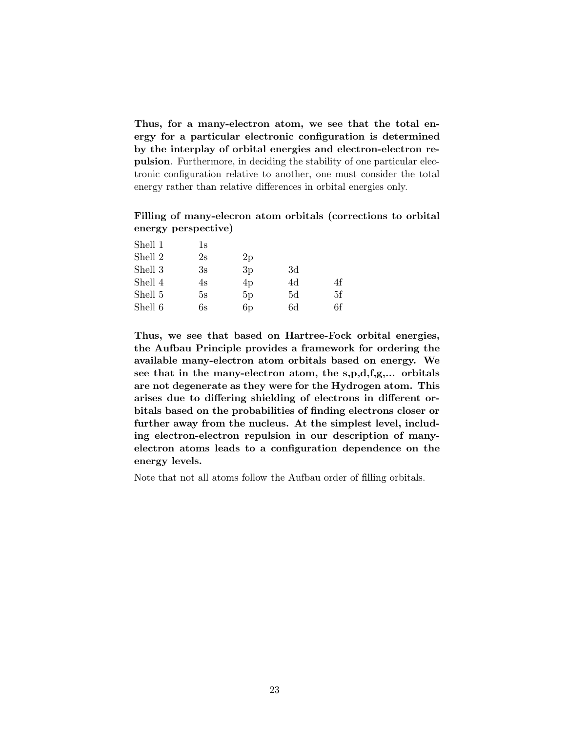**Thus, for a many-electron atom, we see that the total energy for a particular electronic configuration is determined by the interplay of orbital energies and electron-electron repulsion**. Furthermore, in deciding the stability of one particular electronic configuration relative to another, one must consider the total energy rather than relative differences in orbital energies only.

**Filling of many-elecron atom orbitals (corrections to orbital energy perspective)**

| | | | | |
|---|---|---|---|---|
| Shell 1 | 1s | | | |
| Shell 2 | 2s | 2p | | |
| Shell 3 | 3s | 3p | 3d | |
| Shell 4 | 4s | 4p | 4d | 4f |
| Shell 5 | 5s | 5p | 5d | 5f |
| Shell 6 | 6s | 6p | 6d | 6f |

**Thus, we see that based on Hartree-Fock orbital energies, the Aufbau Principle provides a framework for ordering the available many-electron atom orbitals based on energy. We see that in the many-electron atom, the s,p,d,f,g,... orbitals are not degenerate as they were for the Hydrogen atom. This arises due to differing shielding of electrons in different orbitals based on the probabilities of finding electrons closer or further away from the nucleus. At the simplest level, including electron-electron repulsion in our description of many-electron atoms leads to a configuration dependence on the energy levels.**

Note that not all atoms follow the Aufbau order of filling orbitals.